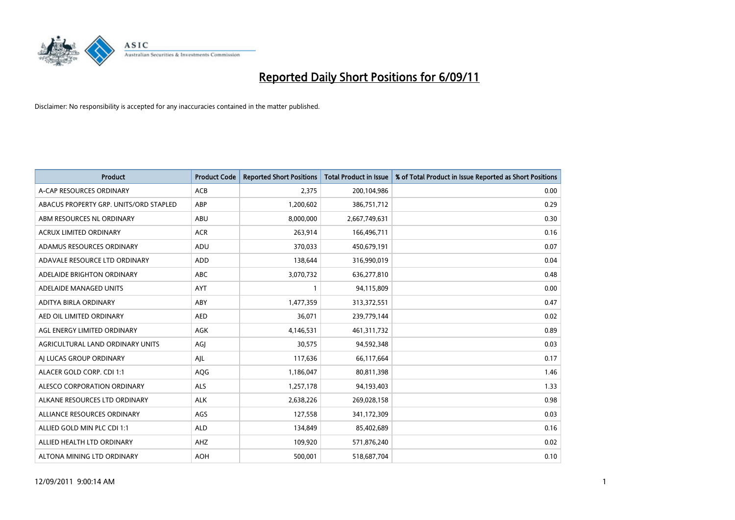# Reported Daily Short Positions for 6/09/11

Disclaimer: No responsibility is accepted for any inaccuracies contained in the matter published.

| Product | Product Code | Reported Short Positions | Total Product in Issue | % of Total Product in Issue Reported as Short Positions |
|---|---|---|---|---|
| A-CAP RESOURCES ORDINARY | ACB | 2,375 | 200,104,986 | 0.00 |
| ABACUS PROPERTY GRP. UNITS/ORD STAPLED | ABP | 1,200,602 | 386,751,712 | 0.29 |
| ABM RESOURCES NL ORDINARY | ABU | 8,000,000 | 2,667,749,631 | 0.30 |
| ACRUX LIMITED ORDINARY | ACR | 263,914 | 166,496,711 | 0.16 |
| ADAMUS RESOURCES ORDINARY | ADU | 370,033 | 450,679,191 | 0.07 |
| ADAVALE RESOURCE LTD ORDINARY | ADD | 138,644 | 316,990,019 | 0.04 |
| ADELAIDE BRIGHTON ORDINARY | ABC | 3,070,732 | 636,277,810 | 0.48 |
| ADELAIDE MANAGED UNITS | AYT | 1 | 94,115,809 | 0.00 |
| ADITYA BIRLA ORDINARY | ABY | 1,477,359 | 313,372,551 | 0.47 |
| AED OIL LIMITED ORDINARY | AED | 36,071 | 239,779,144 | 0.02 |
| AGL ENERGY LIMITED ORDINARY | AGK | 4,146,531 | 461,311,732 | 0.89 |
| AGRICULTURAL LAND ORDINARY UNITS | AGJ | 30,575 | 94,592,348 | 0.03 |
| AJ LUCAS GROUP ORDINARY | AJL | 117,636 | 66,117,664 | 0.17 |
| ALACER GOLD CORP. CDI 1:1 | AQG | 1,186,047 | 80,811,398 | 1.46 |
| ALESCO CORPORATION ORDINARY | ALS | 1,257,178 | 94,193,403 | 1.33 |
| ALKANE RESOURCES LTD ORDINARY | ALK | 2,638,226 | 269,028,158 | 0.98 |
| ALLIANCE RESOURCES ORDINARY | AGS | 127,558 | 341,172,309 | 0.03 |
| ALLIED GOLD MIN PLC CDI 1:1 | ALD | 134,849 | 85,402,689 | 0.16 |
| ALLIED HEALTH LTD ORDINARY | AHZ | 109,920 | 571,876,240 | 0.02 |
| ALTONA MINING LTD ORDINARY | AOH | 500,001 | 518,687,704 | 0.10 |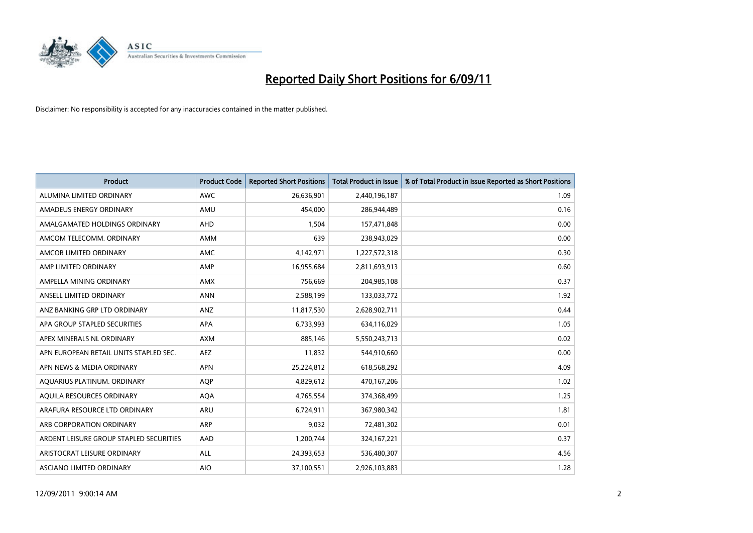# Reported Daily Short Positions for 6/09/11

Disclaimer: No responsibility is accepted for any inaccuracies contained in the matter published.

| Product | Product Code | Reported Short Positions | Total Product in Issue | % of Total Product in Issue Reported as Short Positions |
|---|---|---|---|---|
| ALUMINA LIMITED ORDINARY | AWC | 26,636,901 | 2,440,196,187 | 1.09 |
| AMADEUS ENERGY ORDINARY | AMU | 454,000 | 286,944,489 | 0.16 |
| AMALGAMATED HOLDINGS ORDINARY | AHD | 1,504 | 157,471,848 | 0.00 |
| AMCOM TELECOMM. ORDINARY | AMM | 639 | 238,943,029 | 0.00 |
| AMCOR LIMITED ORDINARY | AMC | 4,142,971 | 1,227,572,318 | 0.30 |
| AMP LIMITED ORDINARY | AMP | 16,955,684 | 2,811,693,913 | 0.60 |
| AMPELLA MINING ORDINARY | AMX | 756,669 | 204,985,108 | 0.37 |
| ANSELL LIMITED ORDINARY | ANN | 2,588,199 | 133,033,772 | 1.92 |
| ANZ BANKING GRP LTD ORDINARY | ANZ | 11,817,530 | 2,628,902,711 | 0.44 |
| APA GROUP STAPLED SECURITIES | APA | 6,733,993 | 634,116,029 | 1.05 |
| APEX MINERALS NL ORDINARY | AXM | 885,146 | 5,550,243,713 | 0.02 |
| APN EUROPEAN RETAIL UNITS STAPLED SEC. | AEZ | 11,832 | 544,910,660 | 0.00 |
| APN NEWS & MEDIA ORDINARY | APN | 25,224,812 | 618,568,292 | 4.09 |
| AQUARIUS PLATINUM. ORDINARY | AQP | 4,829,612 | 470,167,206 | 1.02 |
| AQUILA RESOURCES ORDINARY | AQA | 4,765,554 | 374,368,499 | 1.25 |
| ARAFURA RESOURCE LTD ORDINARY | ARU | 6,724,911 | 367,980,342 | 1.81 |
| ARB CORPORATION ORDINARY | ARP | 9,032 | 72,481,302 | 0.01 |
| ARDENT LEISURE GROUP STAPLED SECURITIES | AAD | 1,200,744 | 324,167,221 | 0.37 |
| ARISTOCRAT LEISURE ORDINARY | ALL | 24,393,653 | 536,480,307 | 4.56 |
| ASCIANO LIMITED ORDINARY | AIO | 37,100,551 | 2,926,103,883 | 1.28 |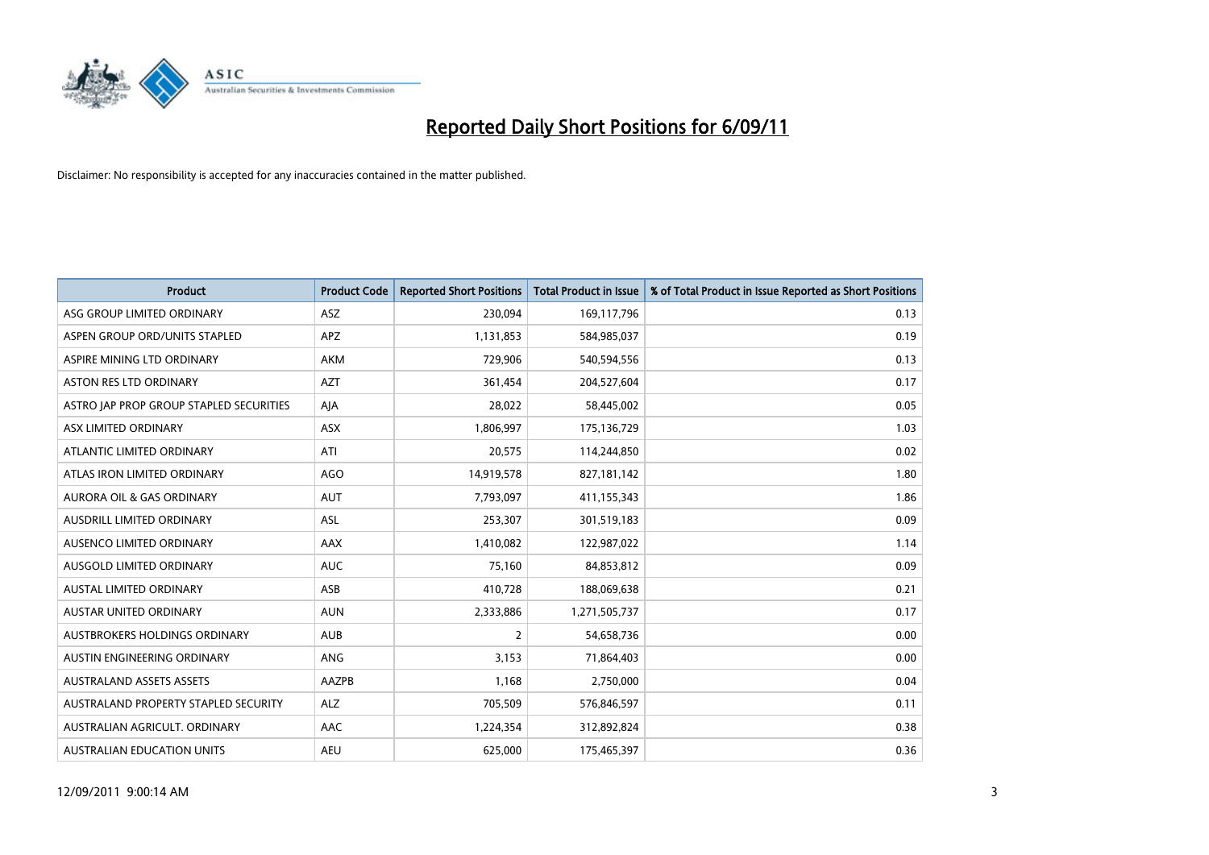# Reported Daily Short Positions for 6/09/11

Disclaimer: No responsibility is accepted for any inaccuracies contained in the matter published.

| Product | Product Code | Reported Short Positions | Total Product in Issue | % of Total Product in Issue Reported as Short Positions |
|---|---|---|---|---|
| ASG GROUP LIMITED ORDINARY | ASZ | 230,094 | 169,117,796 | 0.13 |
| ASPEN GROUP ORD/UNITS STAPLED | APZ | 1,131,853 | 584,985,037 | 0.19 |
| ASPIRE MINING LTD ORDINARY | AKM | 729,906 | 540,594,556 | 0.13 |
| ASTON RES LTD ORDINARY | AZT | 361,454 | 204,527,604 | 0.17 |
| ASTRO JAP PROP GROUP STAPLED SECURITIES | AJA | 28,022 | 58,445,002 | 0.05 |
| ASX LIMITED ORDINARY | ASX | 1,806,997 | 175,136,729 | 1.03 |
| ATLANTIC LIMITED ORDINARY | ATI | 20,575 | 114,244,850 | 0.02 |
| ATLAS IRON LIMITED ORDINARY | AGO | 14,919,578 | 827,181,142 | 1.80 |
| AURORA OIL & GAS ORDINARY | AUT | 7,793,097 | 411,155,343 | 1.86 |
| AUSDRILL LIMITED ORDINARY | ASL | 253,307 | 301,519,183 | 0.09 |
| AUSENCO LIMITED ORDINARY | AAX | 1,410,082 | 122,987,022 | 1.14 |
| AUSGOLD LIMITED ORDINARY | AUC | 75,160 | 84,853,812 | 0.09 |
| AUSTAL LIMITED ORDINARY | ASB | 410,728 | 188,069,638 | 0.21 |
| AUSTAR UNITED ORDINARY | AUN | 2,333,886 | 1,271,505,737 | 0.17 |
| AUSTBROKERS HOLDINGS ORDINARY | AUB | 2 | 54,658,736 | 0.00 |
| AUSTIN ENGINEERING ORDINARY | ANG | 3,153 | 71,864,403 | 0.00 |
| AUSTRALAND ASSETS ASSETS | AAZPB | 1,168 | 2,750,000 | 0.04 |
| AUSTRALAND PROPERTY STAPLED SECURITY | ALZ | 705,509 | 576,846,597 | 0.11 |
| AUSTRALIAN AGRICULT. ORDINARY | AAC | 1,224,354 | 312,892,824 | 0.38 |
| AUSTRALIAN EDUCATION UNITS | AEU | 625,000 | 175,465,397 | 0.36 |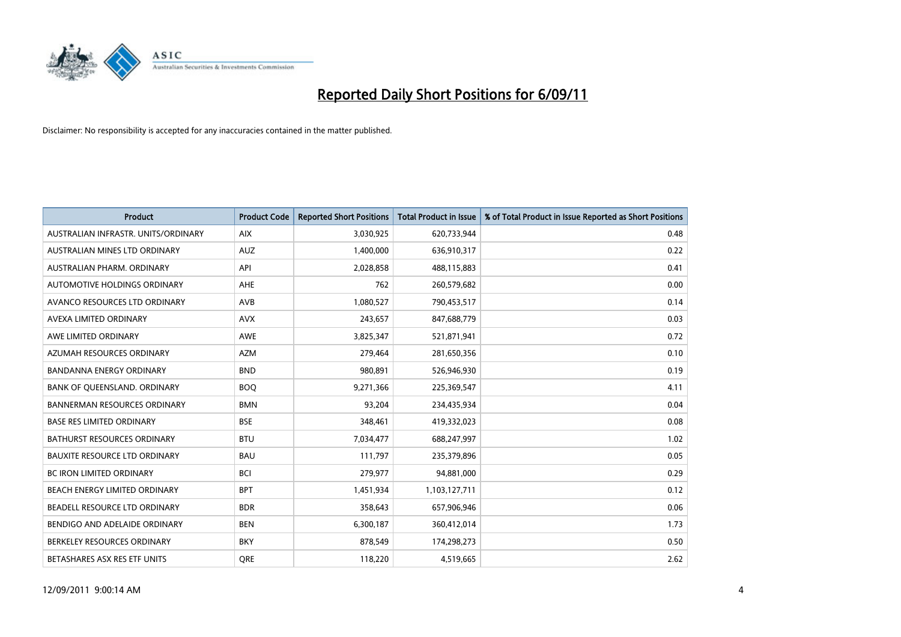# Reported Daily Short Positions for 6/09/11

Disclaimer: No responsibility is accepted for any inaccuracies contained in the matter published.

| Product | Product Code | Reported Short Positions | Total Product in Issue | % of Total Product in Issue Reported as Short Positions |
|---|---|---|---|---|
| AUSTRALIAN INFRASTR. UNITS/ORDINARY | AIX | 3,030,925 | 620,733,944 | 0.48 |
| AUSTRALIAN MINES LTD ORDINARY | AUZ | 1,400,000 | 636,910,317 | 0.22 |
| AUSTRALIAN PHARM. ORDINARY | API | 2,028,858 | 488,115,883 | 0.41 |
| AUTOMOTIVE HOLDINGS ORDINARY | AHE | 762 | 260,579,682 | 0.00 |
| AVANCO RESOURCES LTD ORDINARY | AVB | 1,080,527 | 790,453,517 | 0.14 |
| AVEXA LIMITED ORDINARY | AVX | 243,657 | 847,688,779 | 0.03 |
| AWE LIMITED ORDINARY | AWE | 3,825,347 | 521,871,941 | 0.72 |
| AZUMAH RESOURCES ORDINARY | AZM | 279,464 | 281,650,356 | 0.10 |
| BANDANNA ENERGY ORDINARY | BND | 980,891 | 526,946,930 | 0.19 |
| BANK OF QUEENSLAND. ORDINARY | BOQ | 9,271,366 | 225,369,547 | 4.11 |
| BANNERMAN RESOURCES ORDINARY | BMN | 93,204 | 234,435,934 | 0.04 |
| BASE RES LIMITED ORDINARY | BSE | 348,461 | 419,332,023 | 0.08 |
| BATHURST RESOURCES ORDINARY | BTU | 7,034,477 | 688,247,997 | 1.02 |
| BAUXITE RESOURCE LTD ORDINARY | BAU | 111,797 | 235,379,896 | 0.05 |
| BC IRON LIMITED ORDINARY | BCI | 279,977 | 94,881,000 | 0.29 |
| BEACH ENERGY LIMITED ORDINARY | BPT | 1,451,934 | 1,103,127,711 | 0.12 |
| BEADELL RESOURCE LTD ORDINARY | BDR | 358,643 | 657,906,946 | 0.06 |
| BENDIGO AND ADELAIDE ORDINARY | BEN | 6,300,187 | 360,412,014 | 1.73 |
| BERKELEY RESOURCES ORDINARY | BKY | 878,549 | 174,298,273 | 0.50 |
| BETASHARES ASX RES ETF UNITS | QRE | 118,220 | 4,519,665 | 2.62 |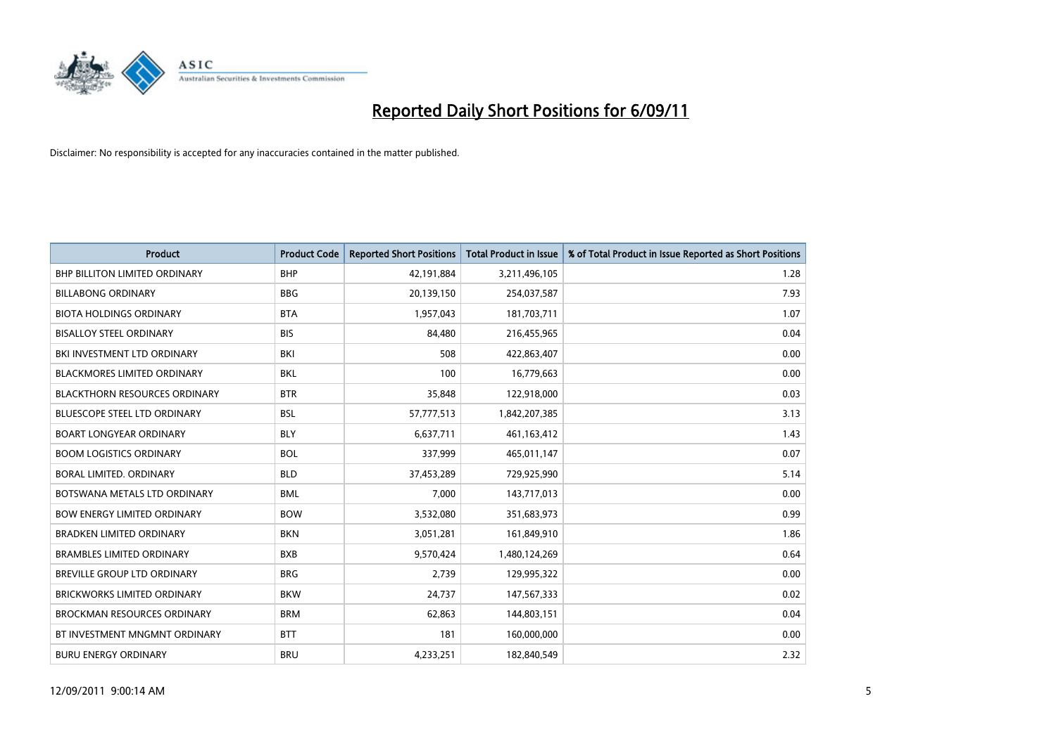# Reported Daily Short Positions for 6/09/11

Disclaimer: No responsibility is accepted for any inaccuracies contained in the matter published.

| Product | Product Code | Reported Short Positions | Total Product in Issue | % of Total Product in Issue Reported as Short Positions |
|---|---|---|---|---|
| BHP BILLITON LIMITED ORDINARY | BHP | 42,191,884 | 3,211,496,105 | 1.28 |
| BILLABONG ORDINARY | BBG | 20,139,150 | 254,037,587 | 7.93 |
| BIOTA HOLDINGS ORDINARY | BTA | 1,957,043 | 181,703,711 | 1.07 |
| BISALLOY STEEL ORDINARY | BIS | 84,480 | 216,455,965 | 0.04 |
| BKI INVESTMENT LTD ORDINARY | BKI | 508 | 422,863,407 | 0.00 |
| BLACKMORES LIMITED ORDINARY | BKL | 100 | 16,779,663 | 0.00 |
| BLACKTHORN RESOURCES ORDINARY | BTR | 35,848 | 122,918,000 | 0.03 |
| BLUESCOPE STEEL LTD ORDINARY | BSL | 57,777,513 | 1,842,207,385 | 3.13 |
| BOART LONGYEAR ORDINARY | BLY | 6,637,711 | 461,163,412 | 1.43 |
| BOOM LOGISTICS ORDINARY | BOL | 337,999 | 465,011,147 | 0.07 |
| BORAL LIMITED. ORDINARY | BLD | 37,453,289 | 729,925,990 | 5.14 |
| BOTSWANA METALS LTD ORDINARY | BML | 7,000 | 143,717,013 | 0.00 |
| BOW ENERGY LIMITED ORDINARY | BOW | 3,532,080 | 351,683,973 | 0.99 |
| BRADKEN LIMITED ORDINARY | BKN | 3,051,281 | 161,849,910 | 1.86 |
| BRAMBLES LIMITED ORDINARY | BXB | 9,570,424 | 1,480,124,269 | 0.64 |
| BREVILLE GROUP LTD ORDINARY | BRG | 2,739 | 129,995,322 | 0.00 |
| BRICKWORKS LIMITED ORDINARY | BKW | 24,737 | 147,567,333 | 0.02 |
| BROCKMAN RESOURCES ORDINARY | BRM | 62,863 | 144,803,151 | 0.04 |
| BT INVESTMENT MNGMNT ORDINARY | BTT | 181 | 160,000,000 | 0.00 |
| BURU ENERGY ORDINARY | BRU | 4,233,251 | 182,840,549 | 2.32 |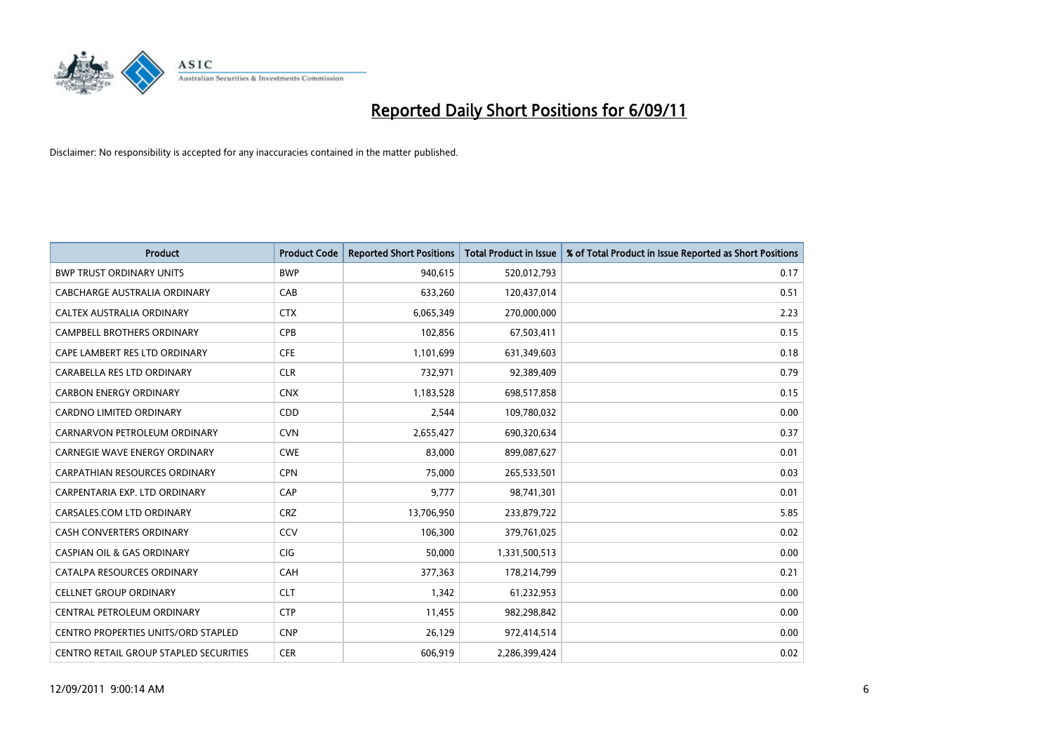# Reported Daily Short Positions for 6/09/11

Disclaimer: No responsibility is accepted for any inaccuracies contained in the matter published.

| Product | Product Code | Reported Short Positions | Total Product in Issue | % of Total Product in Issue Reported as Short Positions |
|---|---|---|---|---|
| BWP TRUST ORDINARY UNITS | BWP | 940,615 | 520,012,793 | 0.17 |
| CABCHARGE AUSTRALIA ORDINARY | CAB | 633,260 | 120,437,014 | 0.51 |
| CALTEX AUSTRALIA ORDINARY | CTX | 6,065,349 | 270,000,000 | 2.23 |
| CAMPBELL BROTHERS ORDINARY | CPB | 102,856 | 67,503,411 | 0.15 |
| CAPE LAMBERT RES LTD ORDINARY | CFE | 1,101,699 | 631,349,603 | 0.18 |
| CARABELLA RES LTD ORDINARY | CLR | 732,971 | 92,389,409 | 0.79 |
| CARBON ENERGY ORDINARY | CNX | 1,183,528 | 698,517,858 | 0.15 |
| CARDNO LIMITED ORDINARY | CDD | 2,544 | 109,780,032 | 0.00 |
| CARNARVON PETROLEUM ORDINARY | CVN | 2,655,427 | 690,320,634 | 0.37 |
| CARNEGIE WAVE ENERGY ORDINARY | CWE | 83,000 | 899,087,627 | 0.01 |
| CARPATHIAN RESOURCES ORDINARY | CPN | 75,000 | 265,533,501 | 0.03 |
| CARPENTARIA EXP. LTD ORDINARY | CAP | 9,777 | 98,741,301 | 0.01 |
| CARSALES.COM LTD ORDINARY | CRZ | 13,706,950 | 233,879,722 | 5.85 |
| CASH CONVERTERS ORDINARY | CCV | 106,300 | 379,761,025 | 0.02 |
| CASPIAN OIL & GAS ORDINARY | CIG | 50,000 | 1,331,500,513 | 0.00 |
| CATALPA RESOURCES ORDINARY | CAH | 377,363 | 178,214,799 | 0.21 |
| CELLNET GROUP ORDINARY | CLT | 1,342 | 61,232,953 | 0.00 |
| CENTRAL PETROLEUM ORDINARY | CTP | 11,455 | 982,298,842 | 0.00 |
| CENTRO PROPERTIES UNITS/ORD STAPLED | CNP | 26,129 | 972,414,514 | 0.00 |
| CENTRO RETAIL GROUP STAPLED SECURITIES | CER | 606,919 | 2,286,399,424 | 0.02 |

12/09/2011 9:00:14 AM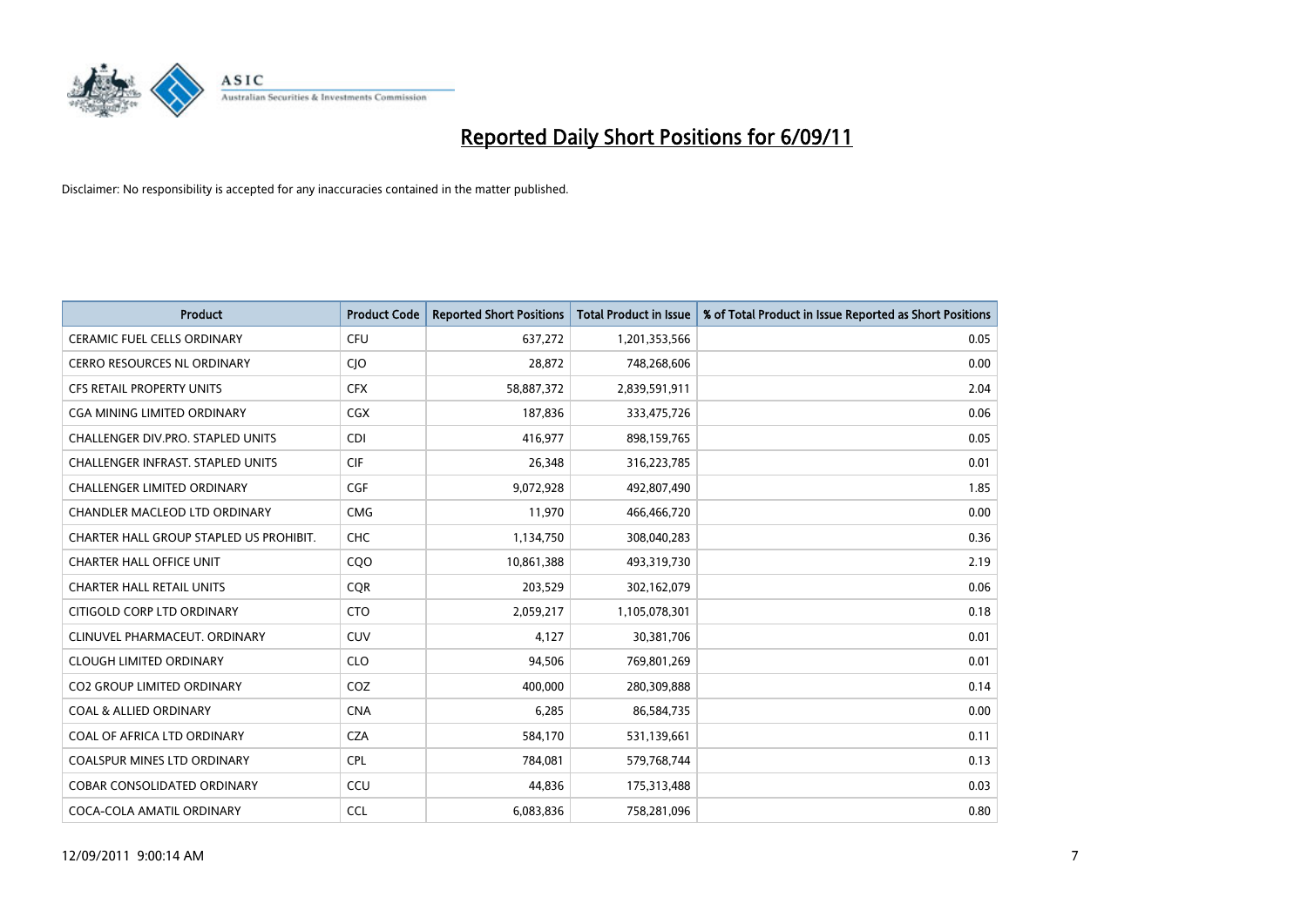# Reported Daily Short Positions for 6/09/11

Disclaimer: No responsibility is accepted for any inaccuracies contained in the matter published.

| Product | Product Code | Reported Short Positions | Total Product in Issue | % of Total Product in Issue Reported as Short Positions |
|---|---|---|---|---|
| CERAMIC FUEL CELLS ORDINARY | CFU | 637,272 | 1,201,353,566 | 0.05 |
| CERRO RESOURCES NL ORDINARY | CJO | 28,872 | 748,268,606 | 0.00 |
| CFS RETAIL PROPERTY UNITS | CFX | 58,887,372 | 2,839,591,911 | 2.04 |
| CGA MINING LIMITED ORDINARY | CGX | 187,836 | 333,475,726 | 0.06 |
| CHALLENGER DIV.PRO. STAPLED UNITS | CDI | 416,977 | 898,159,765 | 0.05 |
| CHALLENGER INFRAST. STAPLED UNITS | CIF | 26,348 | 316,223,785 | 0.01 |
| CHALLENGER LIMITED ORDINARY | CGF | 9,072,928 | 492,807,490 | 1.85 |
| CHANDLER MACLEOD LTD ORDINARY | CMG | 11,970 | 466,466,720 | 0.00 |
| CHARTER HALL GROUP STAPLED US PROHIBIT. | CHC | 1,134,750 | 308,040,283 | 0.36 |
| CHARTER HALL OFFICE UNIT | CQO | 10,861,388 | 493,319,730 | 2.19 |
| CHARTER HALL RETAIL UNITS | CQR | 203,529 | 302,162,079 | 0.06 |
| CITIGOLD CORP LTD ORDINARY | CTO | 2,059,217 | 1,105,078,301 | 0.18 |
| CLINUVEL PHARMACEUT. ORDINARY | CUV | 4,127 | 30,381,706 | 0.01 |
| CLOUGH LIMITED ORDINARY | CLO | 94,506 | 769,801,269 | 0.01 |
| CO2 GROUP LIMITED ORDINARY | COZ | 400,000 | 280,309,888 | 0.14 |
| COAL & ALLIED ORDINARY | CNA | 6,285 | 86,584,735 | 0.00 |
| COAL OF AFRICA LTD ORDINARY | CZA | 584,170 | 531,139,661 | 0.11 |
| COALSPUR MINES LTD ORDINARY | CPL | 784,081 | 579,768,744 | 0.13 |
| COBAR CONSOLIDATED ORDINARY | CCU | 44,836 | 175,313,488 | 0.03 |
| COCA-COLA AMATIL ORDINARY | CCL | 6,083,836 | 758,281,096 | 0.80 |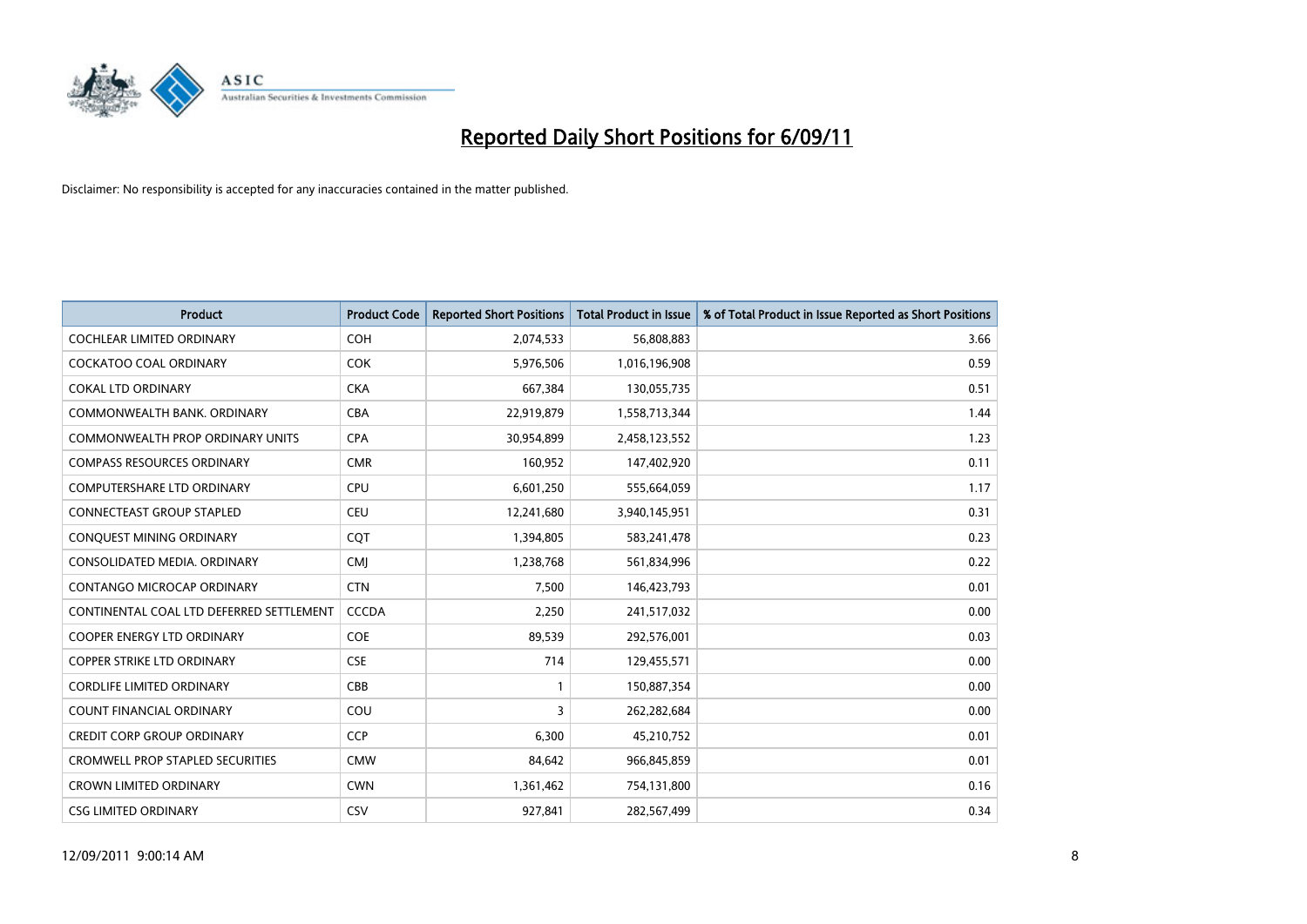# Reported Daily Short Positions for 6/09/11

Disclaimer: No responsibility is accepted for any inaccuracies contained in the matter published.

| Product | Product Code | Reported Short Positions | Total Product in Issue | % of Total Product in Issue Reported as Short Positions |
|---|---|---|---|---|
| COCHLEAR LIMITED ORDINARY | COH | 2,074,533 | 56,808,883 | 3.66 |
| COCKATOO COAL ORDINARY | COK | 5,976,506 | 1,016,196,908 | 0.59 |
| COKAL LTD ORDINARY | CKA | 667,384 | 130,055,735 | 0.51 |
| COMMONWEALTH BANK. ORDINARY | CBA | 22,919,879 | 1,558,713,344 | 1.44 |
| COMMONWEALTH PROP ORDINARY UNITS | CPA | 30,954,899 | 2,458,123,552 | 1.23 |
| COMPASS RESOURCES ORDINARY | CMR | 160,952 | 147,402,920 | 0.11 |
| COMPUTERSHARE LTD ORDINARY | CPU | 6,601,250 | 555,664,059 | 1.17 |
| CONNECTEAST GROUP STAPLED | CEU | 12,241,680 | 3,940,145,951 | 0.31 |
| CONQUEST MINING ORDINARY | CQT | 1,394,805 | 583,241,478 | 0.23 |
| CONSOLIDATED MEDIA. ORDINARY | CMJ | 1,238,768 | 561,834,996 | 0.22 |
| CONTANGO MICROCAP ORDINARY | CTN | 7,500 | 146,423,793 | 0.01 |
| CONTINENTAL COAL LTD DEFERRED SETTLEMENT | CCCDA | 2,250 | 241,517,032 | 0.00 |
| COOPER ENERGY LTD ORDINARY | COE | 89,539 | 292,576,001 | 0.03 |
| COPPER STRIKE LTD ORDINARY | CSE | 714 | 129,455,571 | 0.00 |
| CORDLIFE LIMITED ORDINARY | CBB | 1 | 150,887,354 | 0.00 |
| COUNT FINANCIAL ORDINARY | COU | 3 | 262,282,684 | 0.00 |
| CREDIT CORP GROUP ORDINARY | CCP | 6,300 | 45,210,752 | 0.01 |
| CROMWELL PROP STAPLED SECURITIES | CMW | 84,642 | 966,845,859 | 0.01 |
| CROWN LIMITED ORDINARY | CWN | 1,361,462 | 754,131,800 | 0.16 |
| CSG LIMITED ORDINARY | CSV | 927,841 | 282,567,499 | 0.34 |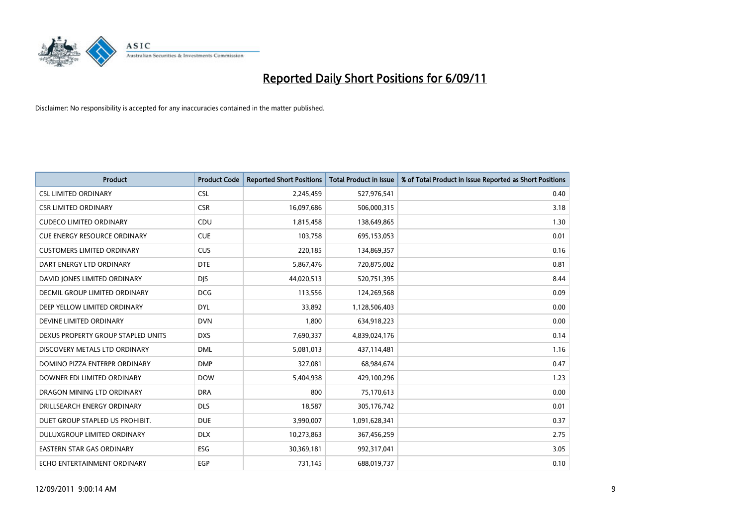# Reported Daily Short Positions for 6/09/11

Disclaimer: No responsibility is accepted for any inaccuracies contained in the matter published.

| Product | Product Code | Reported Short Positions | Total Product in Issue | % of Total Product in Issue Reported as Short Positions |
|---|---|---|---|---|
| CSL LIMITED ORDINARY | CSL | 2,245,459 | 527,976,541 | 0.40 |
| CSR LIMITED ORDINARY | CSR | 16,097,686 | 506,000,315 | 3.18 |
| CUDECO LIMITED ORDINARY | CDU | 1,815,458 | 138,649,865 | 1.30 |
| CUE ENERGY RESOURCE ORDINARY | CUE | 103,758 | 695,153,053 | 0.01 |
| CUSTOMERS LIMITED ORDINARY | CUS | 220,185 | 134,869,357 | 0.16 |
| DART ENERGY LTD ORDINARY | DTE | 5,867,476 | 720,875,002 | 0.81 |
| DAVID JONES LIMITED ORDINARY | DJS | 44,020,513 | 520,751,395 | 8.44 |
| DECMIL GROUP LIMITED ORDINARY | DCG | 113,556 | 124,269,568 | 0.09 |
| DEEP YELLOW LIMITED ORDINARY | DYL | 33,892 | 1,128,506,403 | 0.00 |
| DEVINE LIMITED ORDINARY | DVN | 1,800 | 634,918,223 | 0.00 |
| DEXUS PROPERTY GROUP STAPLED UNITS | DXS | 7,690,337 | 4,839,024,176 | 0.14 |
| DISCOVERY METALS LTD ORDINARY | DML | 5,081,013 | 437,114,481 | 1.16 |
| DOMINO PIZZA ENTERPR ORDINARY | DMP | 327,081 | 68,984,674 | 0.47 |
| DOWNER EDI LIMITED ORDINARY | DOW | 5,404,938 | 429,100,296 | 1.23 |
| DRAGON MINING LTD ORDINARY | DRA | 800 | 75,170,613 | 0.00 |
| DRILLSEARCH ENERGY ORDINARY | DLS | 18,587 | 305,176,742 | 0.01 |
| DUET GROUP STAPLED US PROHIBIT. | DUE | 3,990,007 | 1,091,628,341 | 0.37 |
| DULUXGROUP LIMITED ORDINARY | DLX | 10,273,863 | 367,456,259 | 2.75 |
| EASTERN STAR GAS ORDINARY | ESG | 30,369,181 | 992,317,041 | 3.05 |
| ECHO ENTERTAINMENT ORDINARY | EGP | 731,145 | 688,019,737 | 0.10 |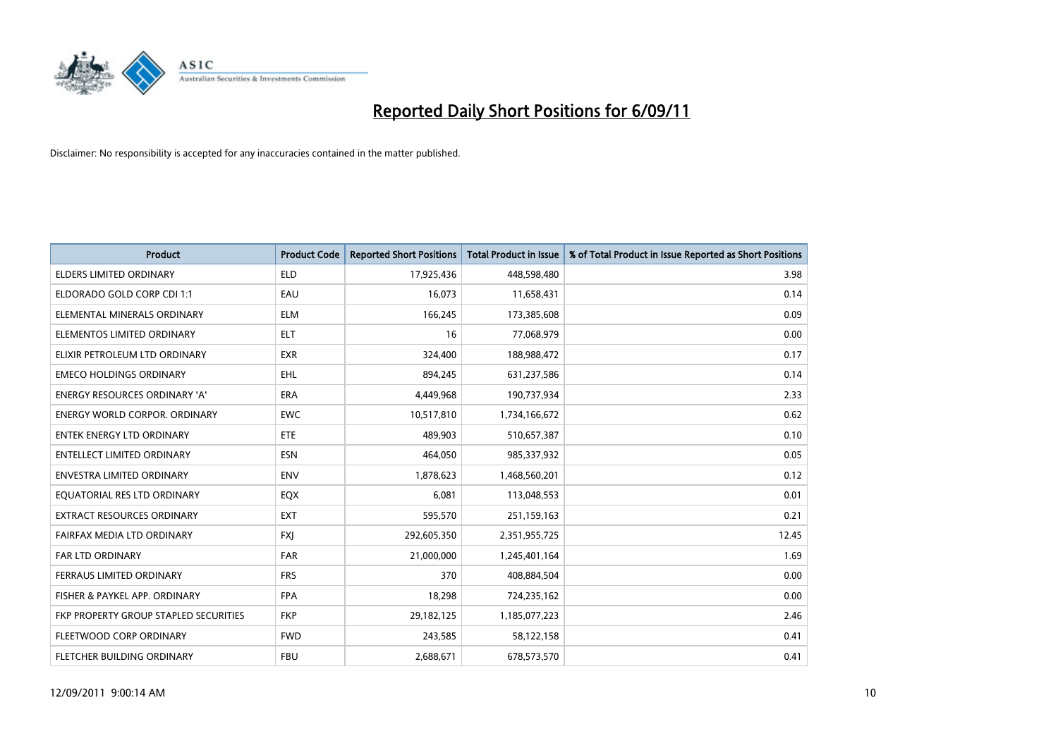# Reported Daily Short Positions for 6/09/11

Disclaimer: No responsibility is accepted for any inaccuracies contained in the matter published.

| Product | Product Code | Reported Short Positions | Total Product in Issue | % of Total Product in Issue Reported as Short Positions |
|---|---|---|---|---|
| ELDERS LIMITED ORDINARY | ELD | 17,925,436 | 448,598,480 | 3.98 |
| ELDORADO GOLD CORP CDI 1:1 | EAU | 16,073 | 11,658,431 | 0.14 |
| ELEMENTAL MINERALS ORDINARY | ELM | 166,245 | 173,385,608 | 0.09 |
| ELEMENTOS LIMITED ORDINARY | ELT | 16 | 77,068,979 | 0.00 |
| ELIXIR PETROLEUM LTD ORDINARY | EXR | 324,400 | 188,988,472 | 0.17 |
| EMECO HOLDINGS ORDINARY | EHL | 894,245 | 631,237,586 | 0.14 |
| ENERGY RESOURCES ORDINARY 'A' | ERA | 4,449,968 | 190,737,934 | 2.33 |
| ENERGY WORLD CORPOR. ORDINARY | EWC | 10,517,810 | 1,734,166,672 | 0.62 |
| ENTEK ENERGY LTD ORDINARY | ETE | 489,903 | 510,657,387 | 0.10 |
| ENTELLECT LIMITED ORDINARY | ESN | 464,050 | 985,337,932 | 0.05 |
| ENVESTRA LIMITED ORDINARY | ENV | 1,878,623 | 1,468,560,201 | 0.12 |
| EQUATORIAL RES LTD ORDINARY | EQX | 6,081 | 113,048,553 | 0.01 |
| EXTRACT RESOURCES ORDINARY | EXT | 595,570 | 251,159,163 | 0.21 |
| FAIRFAX MEDIA LTD ORDINARY | FXJ | 292,605,350 | 2,351,955,725 | 12.45 |
| FAR LTD ORDINARY | FAR | 21,000,000 | 1,245,401,164 | 1.69 |
| FERRAUS LIMITED ORDINARY | FRS | 370 | 408,884,504 | 0.00 |
| FISHER & PAYKEL APP. ORDINARY | FPA | 18,298 | 724,235,162 | 0.00 |
| FKP PROPERTY GROUP STAPLED SECURITIES | FKP | 29,182,125 | 1,185,077,223 | 2.46 |
| FLEETWOOD CORP ORDINARY | FWD | 243,585 | 58,122,158 | 0.41 |
| FLETCHER BUILDING ORDINARY | FBU | 2,688,671 | 678,573,570 | 0.41 |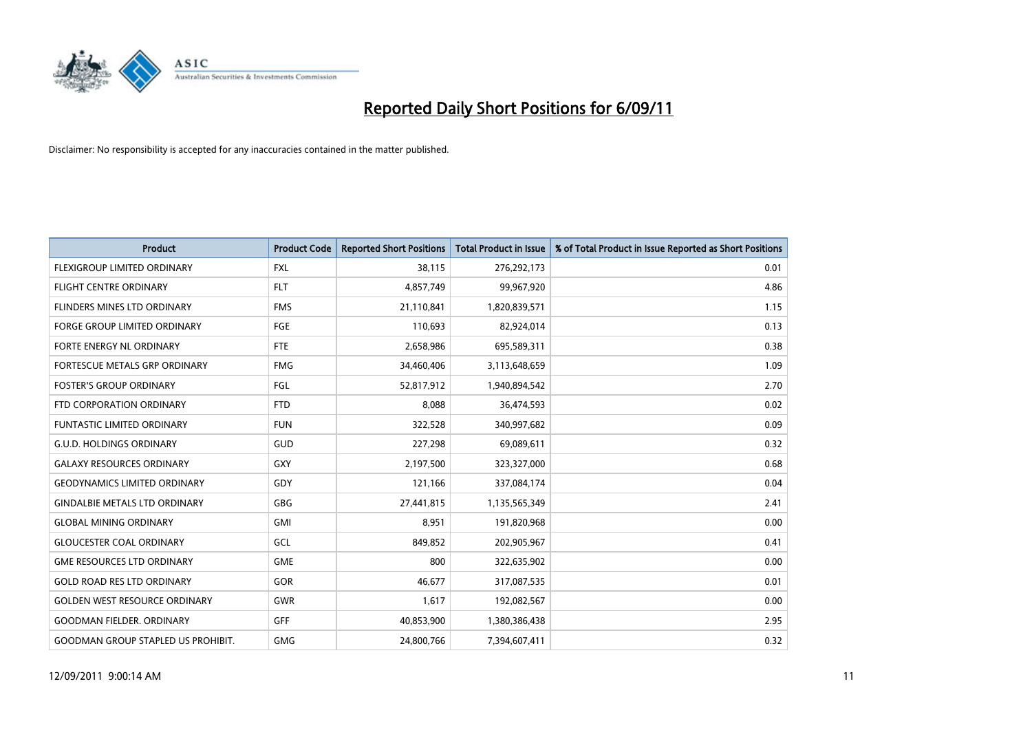# Reported Daily Short Positions for 6/09/11

Disclaimer: No responsibility is accepted for any inaccuracies contained in the matter published.

| Product | Product Code | Reported Short Positions | Total Product in Issue | % of Total Product in Issue Reported as Short Positions |
|---|---|---|---|---|
| FLEXIGROUP LIMITED ORDINARY | FXL | 38,115 | 276,292,173 | 0.01 |
| FLIGHT CENTRE ORDINARY | FLT | 4,857,749 | 99,967,920 | 4.86 |
| FLINDERS MINES LTD ORDINARY | FMS | 21,110,841 | 1,820,839,571 | 1.15 |
| FORGE GROUP LIMITED ORDINARY | FGE | 110,693 | 82,924,014 | 0.13 |
| FORTE ENERGY NL ORDINARY | FTE | 2,658,986 | 695,589,311 | 0.38 |
| FORTESCUE METALS GRP ORDINARY | FMG | 34,460,406 | 3,113,648,659 | 1.09 |
| FOSTER'S GROUP ORDINARY | FGL | 52,817,912 | 1,940,894,542 | 2.70 |
| FTD CORPORATION ORDINARY | FTD | 8,088 | 36,474,593 | 0.02 |
| FUNTASTIC LIMITED ORDINARY | FUN | 322,528 | 340,997,682 | 0.09 |
| G.U.D. HOLDINGS ORDINARY | GUD | 227,298 | 69,089,611 | 0.32 |
| GALAXY RESOURCES ORDINARY | GXY | 2,197,500 | 323,327,000 | 0.68 |
| GEODYNAMICS LIMITED ORDINARY | GDY | 121,166 | 337,084,174 | 0.04 |
| GINDALBIE METALS LTD ORDINARY | GBG | 27,441,815 | 1,135,565,349 | 2.41 |
| GLOBAL MINING ORDINARY | GMI | 8,951 | 191,820,968 | 0.00 |
| GLOUCESTER COAL ORDINARY | GCL | 849,852 | 202,905,967 | 0.41 |
| GME RESOURCES LTD ORDINARY | GME | 800 | 322,635,902 | 0.00 |
| GOLD ROAD RES LTD ORDINARY | GOR | 46,677 | 317,087,535 | 0.01 |
| GOLDEN WEST RESOURCE ORDINARY | GWR | 1,617 | 192,082,567 | 0.00 |
| GOODMAN FIELDER. ORDINARY | GFF | 40,853,900 | 1,380,386,438 | 2.95 |
| GOODMAN GROUP STAPLED US PROHIBIT. | GMG | 24,800,766 | 7,394,607,411 | 0.32 |

12/09/2011 9:00:14 AM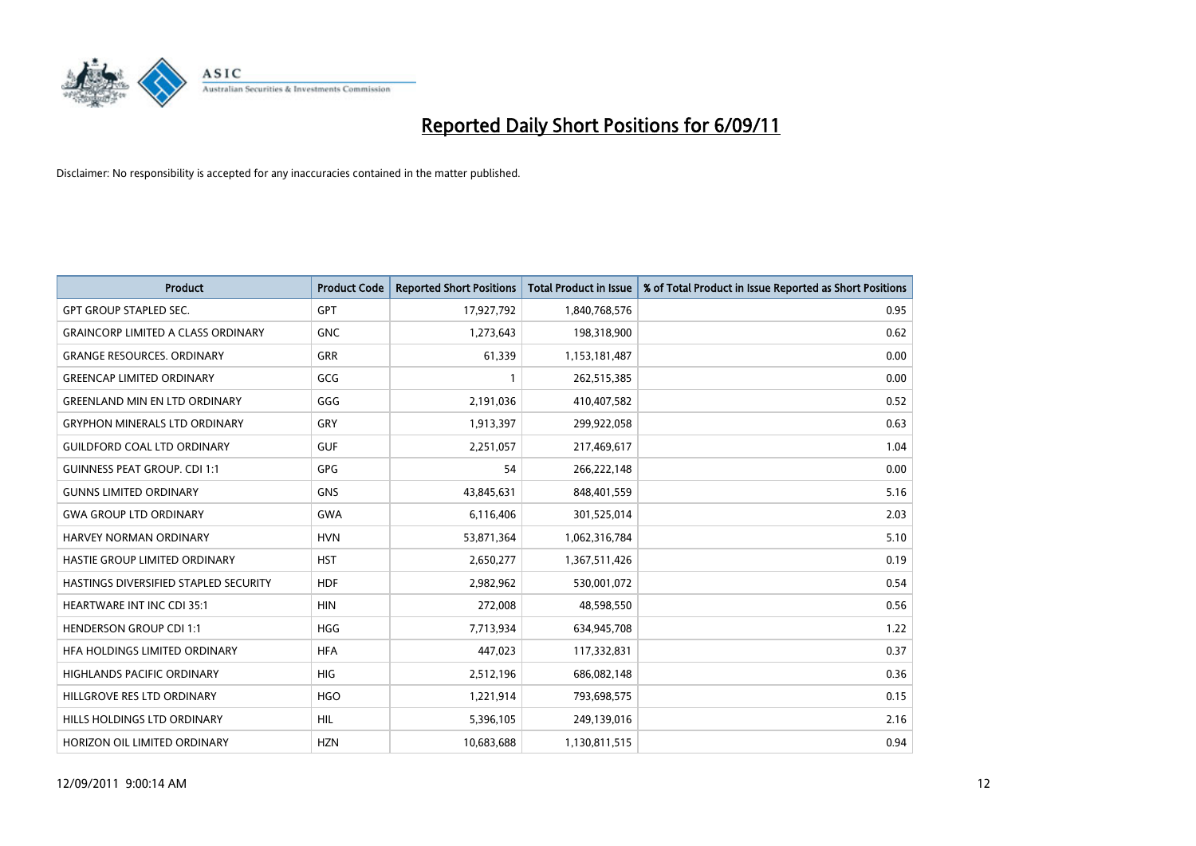# Reported Daily Short Positions for 6/09/11

Disclaimer: No responsibility is accepted for any inaccuracies contained in the matter published.

| Product | Product Code | Reported Short Positions | Total Product in Issue | % of Total Product in Issue Reported as Short Positions |
|---|---|---|---|---|
| GPT GROUP STAPLED SEC. | GPT | 17,927,792 | 1,840,768,576 | 0.95 |
| GRAINCORP LIMITED A CLASS ORDINARY | GNC | 1,273,643 | 198,318,900 | 0.62 |
| GRANGE RESOURCES. ORDINARY | GRR | 61,339 | 1,153,181,487 | 0.00 |
| GREENCAP LIMITED ORDINARY | GCG | 1 | 262,515,385 | 0.00 |
| GREENLAND MIN EN LTD ORDINARY | GGG | 2,191,036 | 410,407,582 | 0.52 |
| GRYPHON MINERALS LTD ORDINARY | GRY | 1,913,397 | 299,922,058 | 0.63 |
| GUILDFORD COAL LTD ORDINARY | GUF | 2,251,057 | 217,469,617 | 1.04 |
| GUINNESS PEAT GROUP. CDI 1:1 | GPG | 54 | 266,222,148 | 0.00 |
| GUNNS LIMITED ORDINARY | GNS | 43,845,631 | 848,401,559 | 5.16 |
| GWA GROUP LTD ORDINARY | GWA | 6,116,406 | 301,525,014 | 2.03 |
| HARVEY NORMAN ORDINARY | HVN | 53,871,364 | 1,062,316,784 | 5.10 |
| HASTIE GROUP LIMITED ORDINARY | HST | 2,650,277 | 1,367,511,426 | 0.19 |
| HASTINGS DIVERSIFIED STAPLED SECURITY | HDF | 2,982,962 | 530,001,072 | 0.54 |
| HEARTWARE INT INC CDI 35:1 | HIN | 272,008 | 48,598,550 | 0.56 |
| HENDERSON GROUP CDI 1:1 | HGG | 7,713,934 | 634,945,708 | 1.22 |
| HFA HOLDINGS LIMITED ORDINARY | HFA | 447,023 | 117,332,831 | 0.37 |
| HIGHLANDS PACIFIC ORDINARY | HIG | 2,512,196 | 686,082,148 | 0.36 |
| HILLGROVE RES LTD ORDINARY | HGO | 1,221,914 | 793,698,575 | 0.15 |
| HILLS HOLDINGS LTD ORDINARY | HIL | 5,396,105 | 249,139,016 | 2.16 |
| HORIZON OIL LIMITED ORDINARY | HZN | 10,683,688 | 1,130,811,515 | 0.94 |

12/09/2011 9:00:14 AM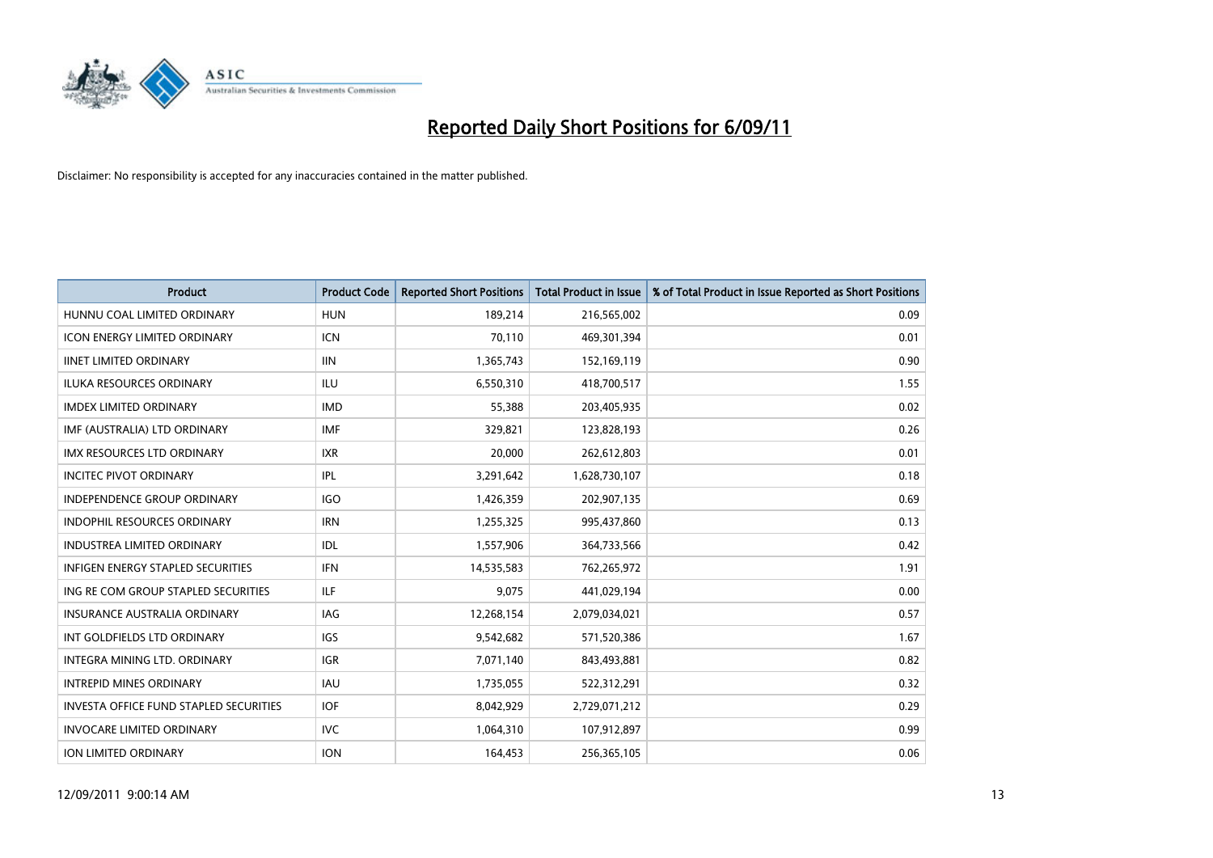# Reported Daily Short Positions for 6/09/11

Disclaimer: No responsibility is accepted for any inaccuracies contained in the matter published.

| Product | Product Code | Reported Short Positions | Total Product in Issue | % of Total Product in Issue Reported as Short Positions |
|---|---|---|---|---|
| HUNNU COAL LIMITED ORDINARY | HUN | 189,214 | 216,565,002 | 0.09 |
| ICON ENERGY LIMITED ORDINARY | ICN | 70,110 | 469,301,394 | 0.01 |
| IINET LIMITED ORDINARY | IIN | 1,365,743 | 152,169,119 | 0.90 |
| ILUKA RESOURCES ORDINARY | ILU | 6,550,310 | 418,700,517 | 1.55 |
| IMDEX LIMITED ORDINARY | IMD | 55,388 | 203,405,935 | 0.02 |
| IMF (AUSTRALIA) LTD ORDINARY | IMF | 329,821 | 123,828,193 | 0.26 |
| IMX RESOURCES LTD ORDINARY | IXR | 20,000 | 262,612,803 | 0.01 |
| INCITEC PIVOT ORDINARY | IPL | 3,291,642 | 1,628,730,107 | 0.18 |
| INDEPENDENCE GROUP ORDINARY | IGO | 1,426,359 | 202,907,135 | 0.69 |
| INDOPHIL RESOURCES ORDINARY | IRN | 1,255,325 | 995,437,860 | 0.13 |
| INDUSTREA LIMITED ORDINARY | IDL | 1,557,906 | 364,733,566 | 0.42 |
| INFIGEN ENERGY STAPLED SECURITIES | IFN | 14,535,583 | 762,265,972 | 1.91 |
| ING RE COM GROUP STAPLED SECURITIES | ILF | 9,075 | 441,029,194 | 0.00 |
| INSURANCE AUSTRALIA ORDINARY | IAG | 12,268,154 | 2,079,034,021 | 0.57 |
| INT GOLDFIELDS LTD ORDINARY | IGS | 9,542,682 | 571,520,386 | 1.67 |
| INTEGRA MINING LTD. ORDINARY | IGR | 7,071,140 | 843,493,881 | 0.82 |
| INTREPID MINES ORDINARY | IAU | 1,735,055 | 522,312,291 | 0.32 |
| INVESTA OFFICE FUND STAPLED SECURITIES | IOF | 8,042,929 | 2,729,071,212 | 0.29 |
| INVOCARE LIMITED ORDINARY | IVC | 1,064,310 | 107,912,897 | 0.99 |
| ION LIMITED ORDINARY | ION | 164,453 | 256,365,105 | 0.06 |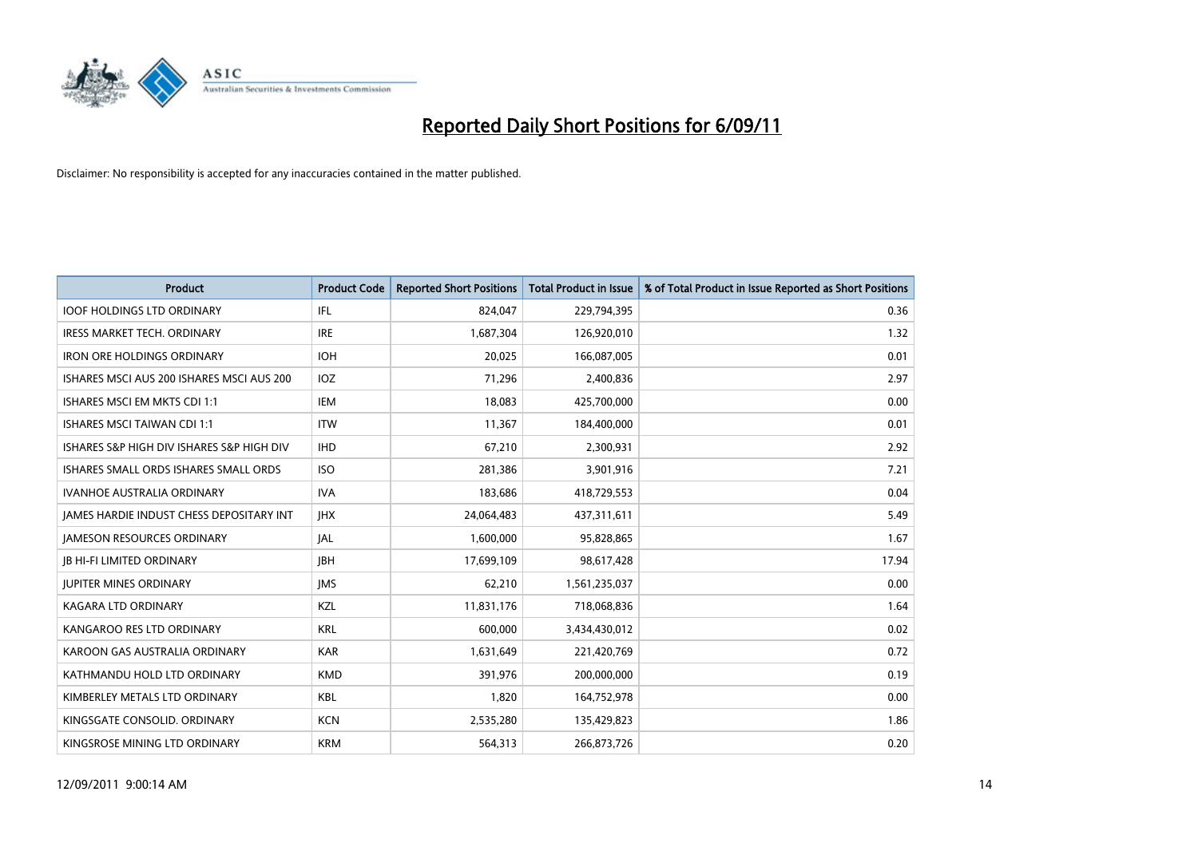# Reported Daily Short Positions for 6/09/11

Disclaimer: No responsibility is accepted for any inaccuracies contained in the matter published.

| Product | Product Code | Reported Short Positions | Total Product in Issue | % of Total Product in Issue Reported as Short Positions |
|---|---|---|---|---|
| IOOF HOLDINGS LTD ORDINARY | IFL | 824,047 | 229,794,395 | 0.36 |
| IRESS MARKET TECH. ORDINARY | IRE | 1,687,304 | 126,920,010 | 1.32 |
| IRON ORE HOLDINGS ORDINARY | IOH | 20,025 | 166,087,005 | 0.01 |
| ISHARES MSCI AUS 200 ISHARES MSCI AUS 200 | IOZ | 71,296 | 2,400,836 | 2.97 |
| ISHARES MSCI EM MKTS CDI 1:1 | IEM | 18,083 | 425,700,000 | 0.00 |
| ISHARES MSCI TAIWAN CDI 1:1 | ITW | 11,367 | 184,400,000 | 0.01 |
| ISHARES S&P HIGH DIV ISHARES S&P HIGH DIV | IHD | 67,210 | 2,300,931 | 2.92 |
| ISHARES SMALL ORDS ISHARES SMALL ORDS | ISO | 281,386 | 3,901,916 | 7.21 |
| IVANHOE AUSTRALIA ORDINARY | IVA | 183,686 | 418,729,553 | 0.04 |
| JAMES HARDIE INDUST CHESS DEPOSITARY INT | JHX | 24,064,483 | 437,311,611 | 5.49 |
| JAMESON RESOURCES ORDINARY | JAL | 1,600,000 | 95,828,865 | 1.67 |
| JB HI-FI LIMITED ORDINARY | JBH | 17,699,109 | 98,617,428 | 17.94 |
| JUPITER MINES ORDINARY | JMS | 62,210 | 1,561,235,037 | 0.00 |
| KAGARA LTD ORDINARY | KZL | 11,831,176 | 718,068,836 | 1.64 |
| KANGAROO RES LTD ORDINARY | KRL | 600,000 | 3,434,430,012 | 0.02 |
| KAROON GAS AUSTRALIA ORDINARY | KAR | 1,631,649 | 221,420,769 | 0.72 |
| KATHMANDU HOLD LTD ORDINARY | KMD | 391,976 | 200,000,000 | 0.19 |
| KIMBERLEY METALS LTD ORDINARY | KBL | 1,820 | 164,752,978 | 0.00 |
| KINGSGATE CONSOLID. ORDINARY | KCN | 2,535,280 | 135,429,823 | 1.86 |
| KINGSROSE MINING LTD ORDINARY | KRM | 564,313 | 266,873,726 | 0.20 |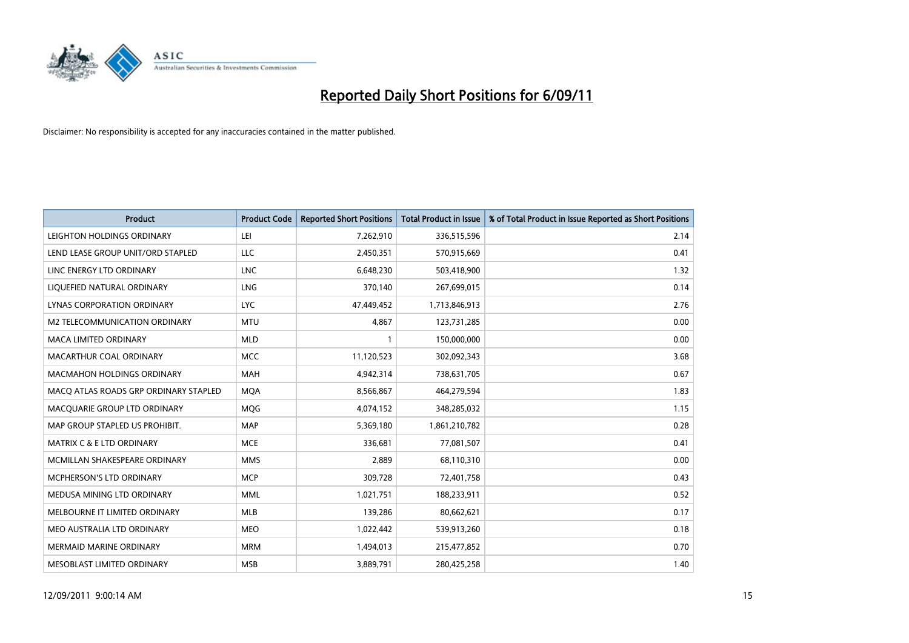# Reported Daily Short Positions for 6/09/11

Disclaimer: No responsibility is accepted for any inaccuracies contained in the matter published.

| Product | Product Code | Reported Short Positions | Total Product in Issue | % of Total Product in Issue Reported as Short Positions |
|---|---|---|---|---|
| LEIGHTON HOLDINGS ORDINARY | LEI | 7,262,910 | 336,515,596 | 2.14 |
| LEND LEASE GROUP UNIT/ORD STAPLED | LLC | 2,450,351 | 570,915,669 | 0.41 |
| LINC ENERGY LTD ORDINARY | LNC | 6,648,230 | 503,418,900 | 1.32 |
| LIQUEFIED NATURAL ORDINARY | LNG | 370,140 | 267,699,015 | 0.14 |
| LYNAS CORPORATION ORDINARY | LYC | 47,449,452 | 1,713,846,913 | 2.76 |
| M2 TELECOMMUNICATION ORDINARY | MTU | 4,867 | 123,731,285 | 0.00 |
| MACA LIMITED ORDINARY | MLD | 1 | 150,000,000 | 0.00 |
| MACARTHUR COAL ORDINARY | MCC | 11,120,523 | 302,092,343 | 3.68 |
| MACMAHON HOLDINGS ORDINARY | MAH | 4,942,314 | 738,631,705 | 0.67 |
| MACQ ATLAS ROADS GRP ORDINARY STAPLED | MQA | 8,566,867 | 464,279,594 | 1.83 |
| MACQUARIE GROUP LTD ORDINARY | MQG | 4,074,152 | 348,285,032 | 1.15 |
| MAP GROUP STAPLED US PROHIBIT. | MAP | 5,369,180 | 1,861,210,782 | 0.28 |
| MATRIX C & E LTD ORDINARY | MCE | 336,681 | 77,081,507 | 0.41 |
| MCMILLAN SHAKESPEARE ORDINARY | MMS | 2,889 | 68,110,310 | 0.00 |
| MCPHERSON'S LTD ORDINARY | MCP | 309,728 | 72,401,758 | 0.43 |
| MEDUSA MINING LTD ORDINARY | MML | 1,021,751 | 188,233,911 | 0.52 |
| MELBOURNE IT LIMITED ORDINARY | MLB | 139,286 | 80,662,621 | 0.17 |
| MEO AUSTRALIA LTD ORDINARY | MEO | 1,022,442 | 539,913,260 | 0.18 |
| MERMAID MARINE ORDINARY | MRM | 1,494,013 | 215,477,852 | 0.70 |
| MESOBLAST LIMITED ORDINARY | MSB | 3,889,791 | 280,425,258 | 1.40 |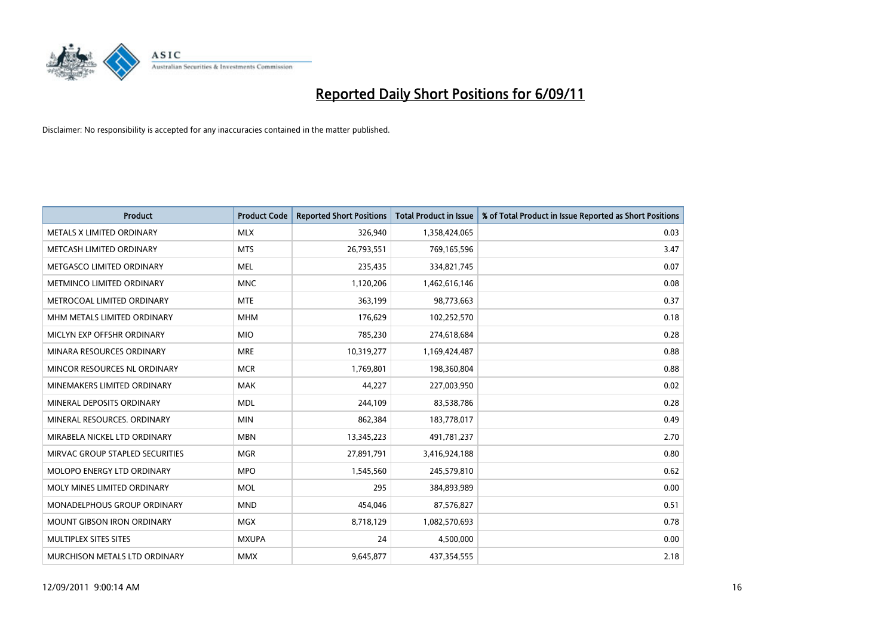# Reported Daily Short Positions for 6/09/11

Disclaimer: No responsibility is accepted for any inaccuracies contained in the matter published.

| Product | Product Code | Reported Short Positions | Total Product in Issue | % of Total Product in Issue Reported as Short Positions |
|---|---|---|---|---|
| METALS X LIMITED ORDINARY | MLX | 326,940 | 1,358,424,065 | 0.03 |
| METCASH LIMITED ORDINARY | MTS | 26,793,551 | 769,165,596 | 3.47 |
| METGASCO LIMITED ORDINARY | MEL | 235,435 | 334,821,745 | 0.07 |
| METMINCO LIMITED ORDINARY | MNC | 1,120,206 | 1,462,616,146 | 0.08 |
| METROCOAL LIMITED ORDINARY | MTE | 363,199 | 98,773,663 | 0.37 |
| MHM METALS LIMITED ORDINARY | MHM | 176,629 | 102,252,570 | 0.18 |
| MICLYN EXP OFFSHR ORDINARY | MIO | 785,230 | 274,618,684 | 0.28 |
| MINARA RESOURCES ORDINARY | MRE | 10,319,277 | 1,169,424,487 | 0.88 |
| MINCOR RESOURCES NL ORDINARY | MCR | 1,769,801 | 198,360,804 | 0.88 |
| MINEMAKERS LIMITED ORDINARY | MAK | 44,227 | 227,003,950 | 0.02 |
| MINERAL DEPOSITS ORDINARY | MDL | 244,109 | 83,538,786 | 0.28 |
| MINERAL RESOURCES. ORDINARY | MIN | 862,384 | 183,778,017 | 0.49 |
| MIRABELA NICKEL LTD ORDINARY | MBN | 13,345,223 | 491,781,237 | 2.70 |
| MIRVAC GROUP STAPLED SECURITIES | MGR | 27,891,791 | 3,416,924,188 | 0.80 |
| MOLOPO ENERGY LTD ORDINARY | MPO | 1,545,560 | 245,579,810 | 0.62 |
| MOLY MINES LIMITED ORDINARY | MOL | 295 | 384,893,989 | 0.00 |
| MONADELPHOUS GROUP ORDINARY | MND | 454,046 | 87,576,827 | 0.51 |
| MOUNT GIBSON IRON ORDINARY | MGX | 8,718,129 | 1,082,570,693 | 0.78 |
| MULTIPLEX SITES SITES | MXUPA | 24 | 4,500,000 | 0.00 |
| MURCHISON METALS LTD ORDINARY | MMX | 9,645,877 | 437,354,555 | 2.18 |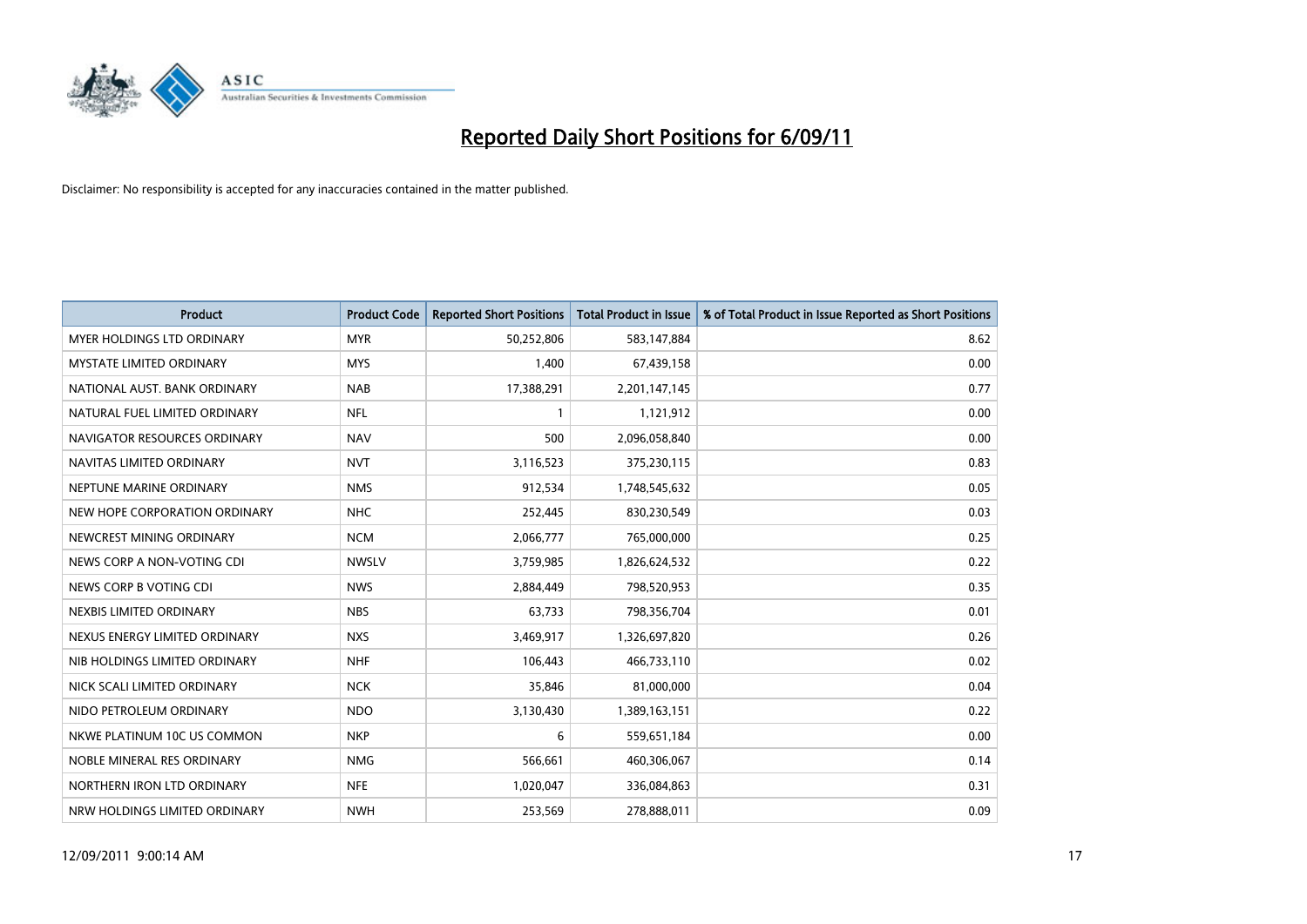# Reported Daily Short Positions for 6/09/11

Disclaimer: No responsibility is accepted for any inaccuracies contained in the matter published.

| Product | Product Code | Reported Short Positions | Total Product in Issue | % of Total Product in Issue Reported as Short Positions |
|---|---|---|---|---|
| MYER HOLDINGS LTD ORDINARY | MYR | 50,252,806 | 583,147,884 | 8.62 |
| MYSTATE LIMITED ORDINARY | MYS | 1,400 | 67,439,158 | 0.00 |
| NATIONAL AUST. BANK ORDINARY | NAB | 17,388,291 | 2,201,147,145 | 0.77 |
| NATURAL FUEL LIMITED ORDINARY | NFL | 1 | 1,121,912 | 0.00 |
| NAVIGATOR RESOURCES ORDINARY | NAV | 500 | 2,096,058,840 | 0.00 |
| NAVITAS LIMITED ORDINARY | NVT | 3,116,523 | 375,230,115 | 0.83 |
| NEPTUNE MARINE ORDINARY | NMS | 912,534 | 1,748,545,632 | 0.05 |
| NEW HOPE CORPORATION ORDINARY | NHC | 252,445 | 830,230,549 | 0.03 |
| NEWCREST MINING ORDINARY | NCM | 2,066,777 | 765,000,000 | 0.25 |
| NEWS CORP A NON-VOTING CDI | NWSLV | 3,759,985 | 1,826,624,532 | 0.22 |
| NEWS CORP B VOTING CDI | NWS | 2,884,449 | 798,520,953 | 0.35 |
| NEXBIS LIMITED ORDINARY | NBS | 63,733 | 798,356,704 | 0.01 |
| NEXUS ENERGY LIMITED ORDINARY | NXS | 3,469,917 | 1,326,697,820 | 0.26 |
| NIB HOLDINGS LIMITED ORDINARY | NHF | 106,443 | 466,733,110 | 0.02 |
| NICK SCALI LIMITED ORDINARY | NCK | 35,846 | 81,000,000 | 0.04 |
| NIDO PETROLEUM ORDINARY | NDO | 3,130,430 | 1,389,163,151 | 0.22 |
| NKWE PLATINUM 10C US COMMON | NKP | 6 | 559,651,184 | 0.00 |
| NOBLE MINERAL RES ORDINARY | NMG | 566,661 | 460,306,067 | 0.14 |
| NORTHERN IRON LTD ORDINARY | NFE | 1,020,047 | 336,084,863 | 0.31 |
| NRW HOLDINGS LIMITED ORDINARY | NWH | 253,569 | 278,888,011 | 0.09 |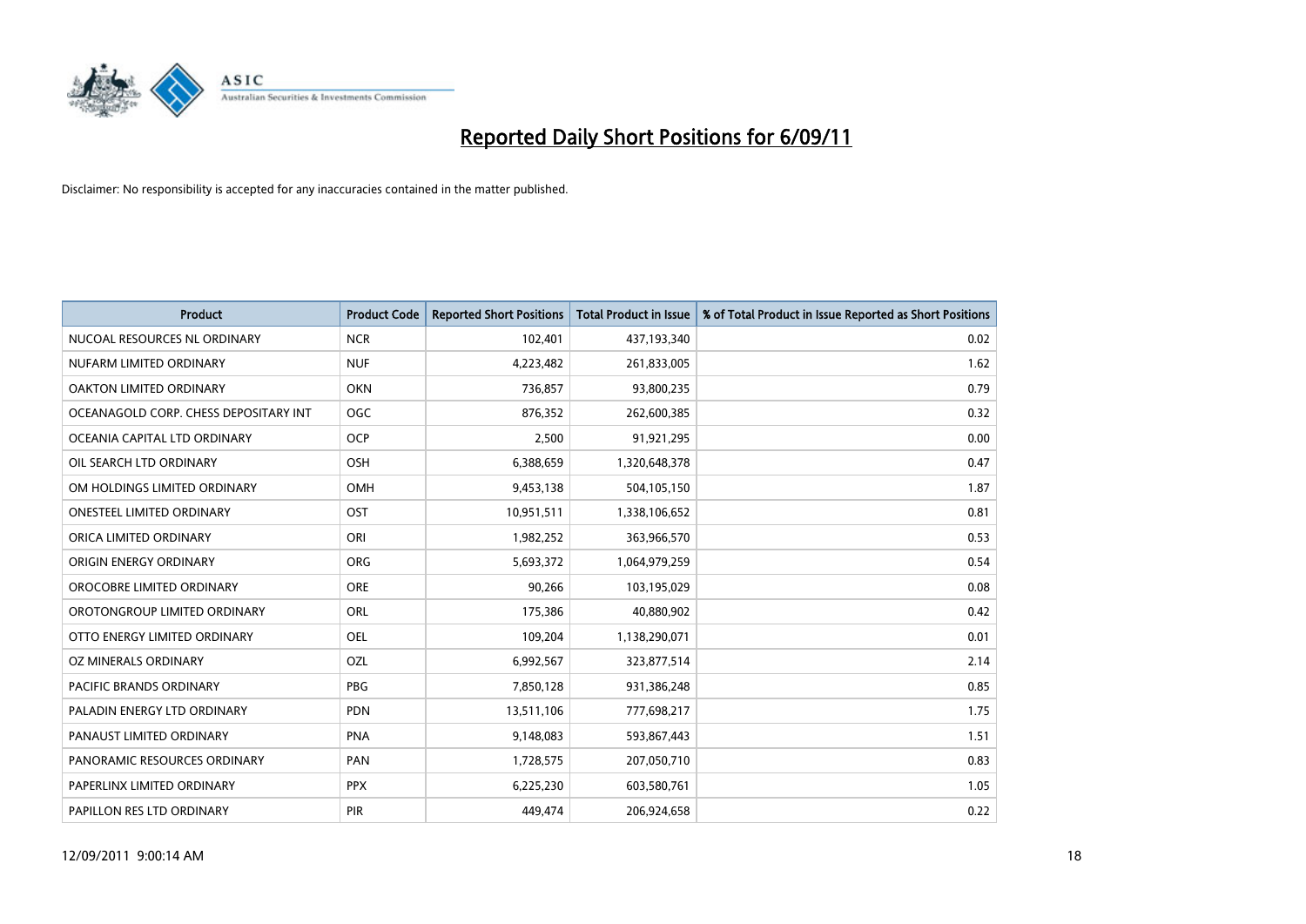# Reported Daily Short Positions for 6/09/11

Disclaimer: No responsibility is accepted for any inaccuracies contained in the matter published.

| Product | Product Code | Reported Short Positions | Total Product in Issue | % of Total Product in Issue Reported as Short Positions |
|---|---|---|---|---|
| NUCOAL RESOURCES NL ORDINARY | NCR | 102,401 | 437,193,340 | 0.02 |
| NUFARM LIMITED ORDINARY | NUF | 4,223,482 | 261,833,005 | 1.62 |
| OAKTON LIMITED ORDINARY | OKN | 736,857 | 93,800,235 | 0.79 |
| OCEANAGOLD CORP. CHESS DEPOSITARY INT | OGC | 876,352 | 262,600,385 | 0.32 |
| OCEANIA CAPITAL LTD ORDINARY | OCP | 2,500 | 91,921,295 | 0.00 |
| OIL SEARCH LTD ORDINARY | OSH | 6,388,659 | 1,320,648,378 | 0.47 |
| OM HOLDINGS LIMITED ORDINARY | OMH | 9,453,138 | 504,105,150 | 1.87 |
| ONESTEEL LIMITED ORDINARY | OST | 10,951,511 | 1,338,106,652 | 0.81 |
| ORICA LIMITED ORDINARY | ORI | 1,982,252 | 363,966,570 | 0.53 |
| ORIGIN ENERGY ORDINARY | ORG | 5,693,372 | 1,064,979,259 | 0.54 |
| OROCOBRE LIMITED ORDINARY | ORE | 90,266 | 103,195,029 | 0.08 |
| OROTONGROUP LIMITED ORDINARY | ORL | 175,386 | 40,880,902 | 0.42 |
| OTTO ENERGY LIMITED ORDINARY | OEL | 109,204 | 1,138,290,071 | 0.01 |
| OZ MINERALS ORDINARY | OZL | 6,992,567 | 323,877,514 | 2.14 |
| PACIFIC BRANDS ORDINARY | PBG | 7,850,128 | 931,386,248 | 0.85 |
| PALADIN ENERGY LTD ORDINARY | PDN | 13,511,106 | 777,698,217 | 1.75 |
| PANAUST LIMITED ORDINARY | PNA | 9,148,083 | 593,867,443 | 1.51 |
| PANORAMIC RESOURCES ORDINARY | PAN | 1,728,575 | 207,050,710 | 0.83 |
| PAPERLINX LIMITED ORDINARY | PPX | 6,225,230 | 603,580,761 | 1.05 |
| PAPILLON RES LTD ORDINARY | PIR | 449,474 | 206,924,658 | 0.22 |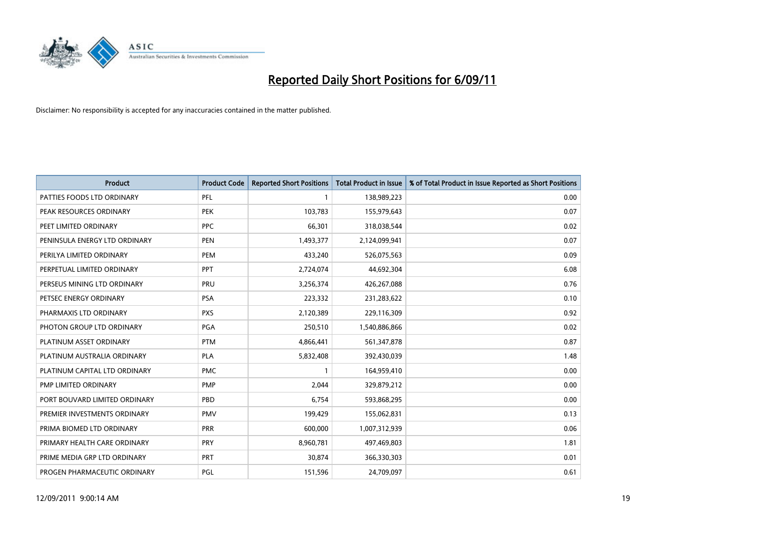# Reported Daily Short Positions for 6/09/11

Disclaimer: No responsibility is accepted for any inaccuracies contained in the matter published.

| Product | Product Code | Reported Short Positions | Total Product in Issue | % of Total Product in Issue Reported as Short Positions |
|---|---|---|---|---|
| PATTIES FOODS LTD ORDINARY | PFL | 1 | 138,989,223 | 0.00 |
| PEAK RESOURCES ORDINARY | PEK | 103,783 | 155,979,643 | 0.07 |
| PEET LIMITED ORDINARY | PPC | 66,301 | 318,038,544 | 0.02 |
| PENINSULA ENERGY LTD ORDINARY | PEN | 1,493,377 | 2,124,099,941 | 0.07 |
| PERILYA LIMITED ORDINARY | PEM | 433,240 | 526,075,563 | 0.09 |
| PERPETUAL LIMITED ORDINARY | PPT | 2,724,074 | 44,692,304 | 6.08 |
| PERSEUS MINING LTD ORDINARY | PRU | 3,256,374 | 426,267,088 | 0.76 |
| PETSEC ENERGY ORDINARY | PSA | 223,332 | 231,283,622 | 0.10 |
| PHARMAXIS LTD ORDINARY | PXS | 2,120,389 | 229,116,309 | 0.92 |
| PHOTON GROUP LTD ORDINARY | PGA | 250,510 | 1,540,886,866 | 0.02 |
| PLATINUM ASSET ORDINARY | PTM | 4,866,441 | 561,347,878 | 0.87 |
| PLATINUM AUSTRALIA ORDINARY | PLA | 5,832,408 | 392,430,039 | 1.48 |
| PLATINUM CAPITAL LTD ORDINARY | PMC | 1 | 164,959,410 | 0.00 |
| PMP LIMITED ORDINARY | PMP | 2,044 | 329,879,212 | 0.00 |
| PORT BOUVARD LIMITED ORDINARY | PBD | 6,754 | 593,868,295 | 0.00 |
| PREMIER INVESTMENTS ORDINARY | PMV | 199,429 | 155,062,831 | 0.13 |
| PRIMA BIOMED LTD ORDINARY | PRR | 600,000 | 1,007,312,939 | 0.06 |
| PRIMARY HEALTH CARE ORDINARY | PRY | 8,960,781 | 497,469,803 | 1.81 |
| PRIME MEDIA GRP LTD ORDINARY | PRT | 30,874 | 366,330,303 | 0.01 |
| PROGEN PHARMACEUTIC ORDINARY | PGL | 151,596 | 24,709,097 | 0.61 |

12/09/2011 9:00:14 AM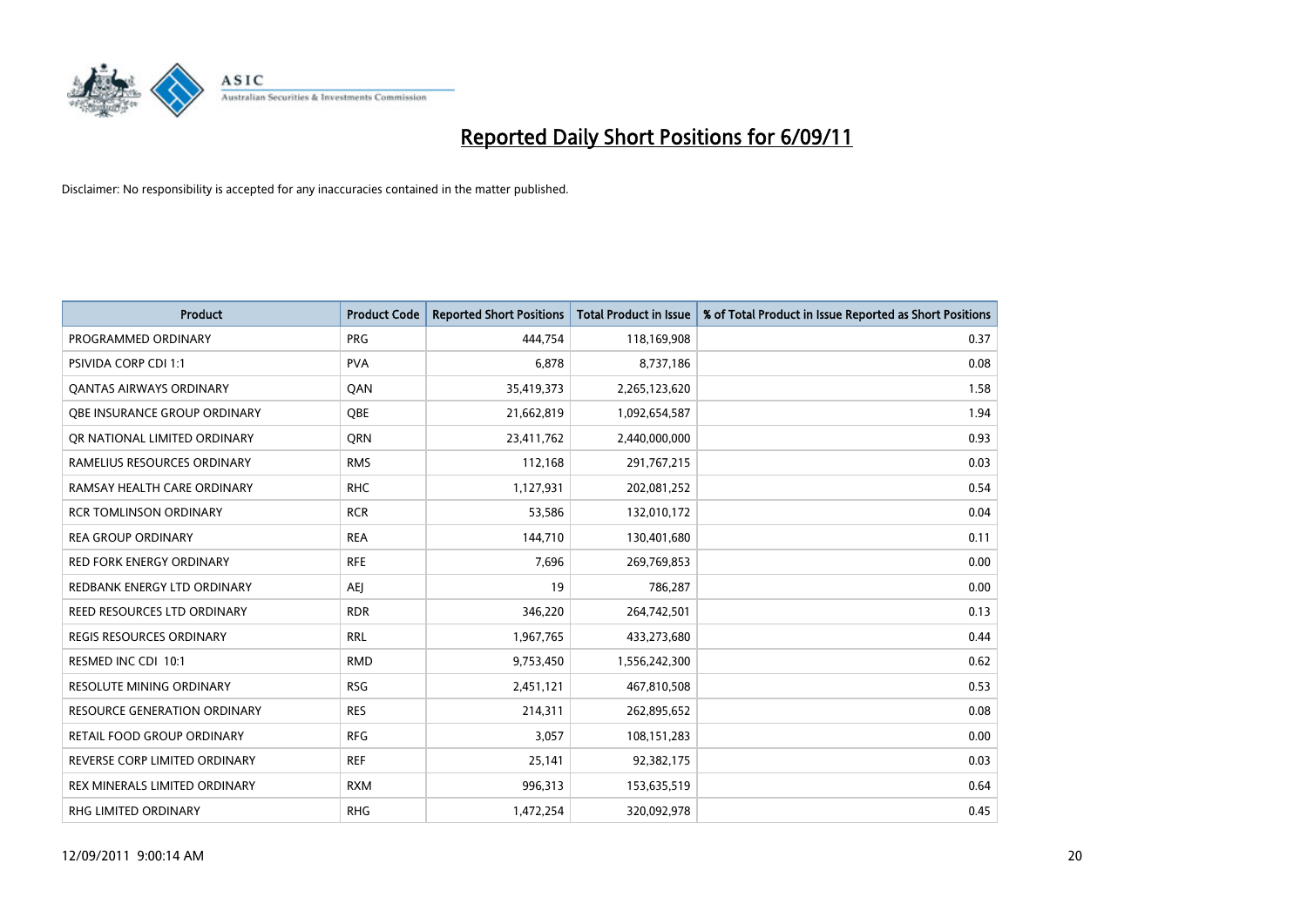# Reported Daily Short Positions for 6/09/11

Disclaimer: No responsibility is accepted for any inaccuracies contained in the matter published.

| Product | Product Code | Reported Short Positions | Total Product in Issue | % of Total Product in Issue Reported as Short Positions |
|---|---|---|---|---|
| PROGRAMMED ORDINARY | PRG | 444,754 | 118,169,908 | 0.37 |
| PSIVIDA CORP CDI 1:1 | PVA | 6,878 | 8,737,186 | 0.08 |
| QANTAS AIRWAYS ORDINARY | QAN | 35,419,373 | 2,265,123,620 | 1.58 |
| QBE INSURANCE GROUP ORDINARY | QBE | 21,662,819 | 1,092,654,587 | 1.94 |
| QR NATIONAL LIMITED ORDINARY | QRN | 23,411,762 | 2,440,000,000 | 0.93 |
| RAMELIUS RESOURCES ORDINARY | RMS | 112,168 | 291,767,215 | 0.03 |
| RAMSAY HEALTH CARE ORDINARY | RHC | 1,127,931 | 202,081,252 | 0.54 |
| RCR TOMLINSON ORDINARY | RCR | 53,586 | 132,010,172 | 0.04 |
| REA GROUP ORDINARY | REA | 144,710 | 130,401,680 | 0.11 |
| RED FORK ENERGY ORDINARY | RFE | 7,696 | 269,769,853 | 0.00 |
| REDBANK ENERGY LTD ORDINARY | AEJ | 19 | 786,287 | 0.00 |
| REED RESOURCES LTD ORDINARY | RDR | 346,220 | 264,742,501 | 0.13 |
| REGIS RESOURCES ORDINARY | RRL | 1,967,765 | 433,273,680 | 0.44 |
| RESMED INC CDI 10:1 | RMD | 9,753,450 | 1,556,242,300 | 0.62 |
| RESOLUTE MINING ORDINARY | RSG | 2,451,121 | 467,810,508 | 0.53 |
| RESOURCE GENERATION ORDINARY | RES | 214,311 | 262,895,652 | 0.08 |
| RETAIL FOOD GROUP ORDINARY | RFG | 3,057 | 108,151,283 | 0.00 |
| REVERSE CORP LIMITED ORDINARY | REF | 25,141 | 92,382,175 | 0.03 |
| REX MINERALS LIMITED ORDINARY | RXM | 996,313 | 153,635,519 | 0.64 |
| RHG LIMITED ORDINARY | RHG | 1,472,254 | 320,092,978 | 0.45 |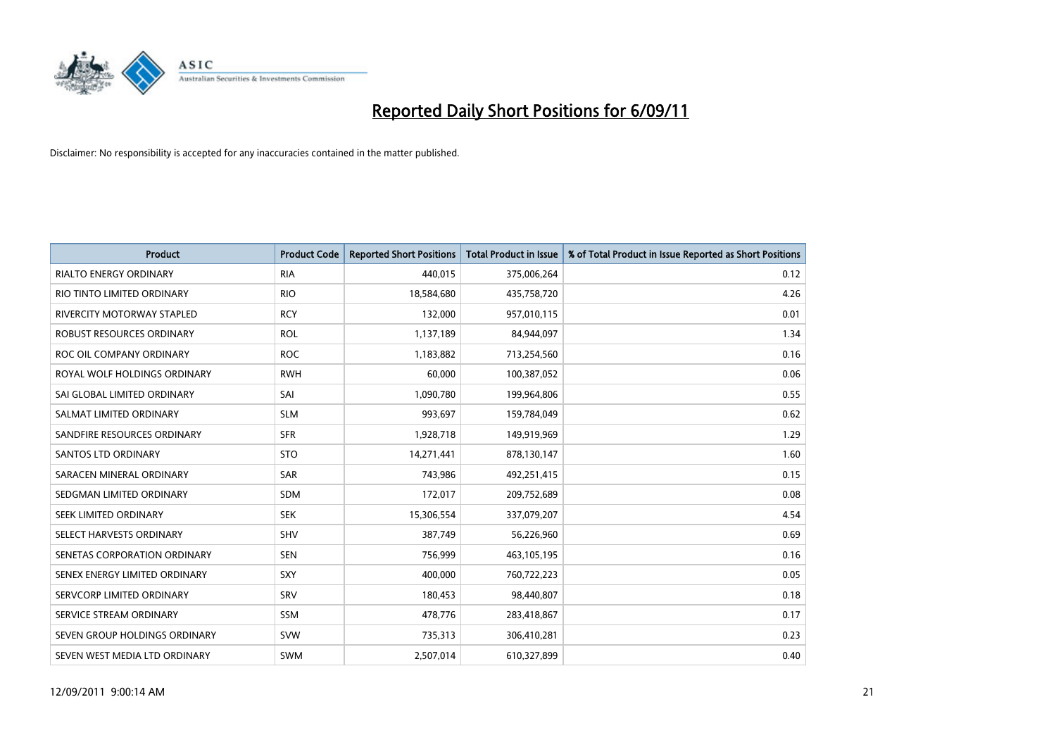# Reported Daily Short Positions for 6/09/11

Disclaimer: No responsibility is accepted for any inaccuracies contained in the matter published.

| Product | Product Code | Reported Short Positions | Total Product in Issue | % of Total Product in Issue Reported as Short Positions |
|---|---|---|---|---|
| RIALTO ENERGY ORDINARY | RIA | 440,015 | 375,006,264 | 0.12 |
| RIO TINTO LIMITED ORDINARY | RIO | 18,584,680 | 435,758,720 | 4.26 |
| RIVERCITY MOTORWAY STAPLED | RCY | 132,000 | 957,010,115 | 0.01 |
| ROBUST RESOURCES ORDINARY | ROL | 1,137,189 | 84,944,097 | 1.34 |
| ROC OIL COMPANY ORDINARY | ROC | 1,183,882 | 713,254,560 | 0.16 |
| ROYAL WOLF HOLDINGS ORDINARY | RWH | 60,000 | 100,387,052 | 0.06 |
| SAI GLOBAL LIMITED ORDINARY | SAI | 1,090,780 | 199,964,806 | 0.55 |
| SALMAT LIMITED ORDINARY | SLM | 993,697 | 159,784,049 | 0.62 |
| SANDFIRE RESOURCES ORDINARY | SFR | 1,928,718 | 149,919,969 | 1.29 |
| SANTOS LTD ORDINARY | STO | 14,271,441 | 878,130,147 | 1.60 |
| SARACEN MINERAL ORDINARY | SAR | 743,986 | 492,251,415 | 0.15 |
| SEDGMAN LIMITED ORDINARY | SDM | 172,017 | 209,752,689 | 0.08 |
| SEEK LIMITED ORDINARY | SEK | 15,306,554 | 337,079,207 | 4.54 |
| SELECT HARVESTS ORDINARY | SHV | 387,749 | 56,226,960 | 0.69 |
| SENETAS CORPORATION ORDINARY | SEN | 756,999 | 463,105,195 | 0.16 |
| SENEX ENERGY LIMITED ORDINARY | SXY | 400,000 | 760,722,223 | 0.05 |
| SERVCORP LIMITED ORDINARY | SRV | 180,453 | 98,440,807 | 0.18 |
| SERVICE STREAM ORDINARY | SSM | 478,776 | 283,418,867 | 0.17 |
| SEVEN GROUP HOLDINGS ORDINARY | SVW | 735,313 | 306,410,281 | 0.23 |
| SEVEN WEST MEDIA LTD ORDINARY | SWM | 2,507,014 | 610,327,899 | 0.40 |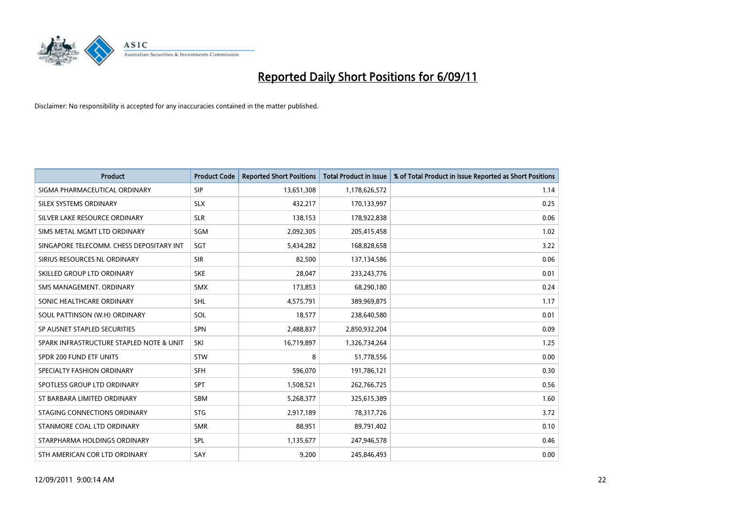# Reported Daily Short Positions for 6/09/11

Disclaimer: No responsibility is accepted for any inaccuracies contained in the matter published.

| Product | Product Code | Reported Short Positions | Total Product in Issue | % of Total Product in Issue Reported as Short Positions |
|---|---|---|---|---|
| SIGMA PHARMACEUTICAL ORDINARY | SIP | 13,651,308 | 1,178,626,572 | 1.14 |
| SILEX SYSTEMS ORDINARY | SLX | 432,217 | 170,133,997 | 0.25 |
| SILVER LAKE RESOURCE ORDINARY | SLR | 138,153 | 178,922,838 | 0.06 |
| SIMS METAL MGMT LTD ORDINARY | SGM | 2,092,305 | 205,415,458 | 1.02 |
| SINGAPORE TELECOMM. CHESS DEPOSITARY INT | SGT | 5,434,282 | 168,828,658 | 3.22 |
| SIRIUS RESOURCES NL ORDINARY | SIR | 82,500 | 137,134,586 | 0.06 |
| SKILLED GROUP LTD ORDINARY | SKE | 28,047 | 233,243,776 | 0.01 |
| SMS MANAGEMENT. ORDINARY | SMX | 173,853 | 68,290,180 | 0.24 |
| SONIC HEALTHCARE ORDINARY | SHL | 4,575,791 | 389,969,875 | 1.17 |
| SOUL PATTINSON (W.H) ORDINARY | SOL | 18,577 | 238,640,580 | 0.01 |
| SP AUSNET STAPLED SECURITIES | SPN | 2,488,837 | 2,850,932,204 | 0.09 |
| SPARK INFRASTRUCTURE STAPLED NOTE & UNIT | SKI | 16,719,897 | 1,326,734,264 | 1.25 |
| SPDR 200 FUND ETF UNITS | STW | 8 | 51,778,556 | 0.00 |
| SPECIALTY FASHION ORDINARY | SFH | 596,070 | 191,786,121 | 0.30 |
| SPOTLESS GROUP LTD ORDINARY | SPT | 1,508,521 | 262,766,725 | 0.56 |
| ST BARBARA LIMITED ORDINARY | SBM | 5,268,377 | 325,615,389 | 1.60 |
| STAGING CONNECTIONS ORDINARY | STG | 2,917,189 | 78,317,726 | 3.72 |
| STANMORE COAL LTD ORDINARY | SMR | 88,951 | 89,791,402 | 0.10 |
| STARPHARMA HOLDINGS ORDINARY | SPL | 1,135,677 | 247,946,578 | 0.46 |
| STH AMERICAN COR LTD ORDINARY | SAY | 9,200 | 245,846,493 | 0.00 |

12/09/2011 9:00:14 AM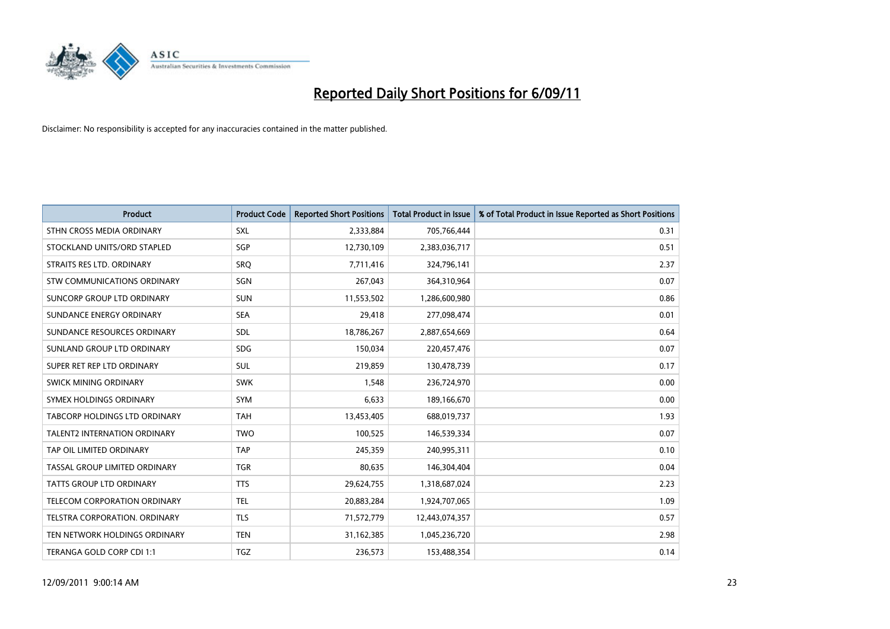# Reported Daily Short Positions for 6/09/11

Disclaimer: No responsibility is accepted for any inaccuracies contained in the matter published.

| Product | Product Code | Reported Short Positions | Total Product in Issue | % of Total Product in Issue Reported as Short Positions |
|---|---|---|---|---|
| STHN CROSS MEDIA ORDINARY | SXL | 2,333,884 | 705,766,444 | 0.31 |
| STOCKLAND UNITS/ORD STAPLED | SGP | 12,730,109 | 2,383,036,717 | 0.51 |
| STRAITS RES LTD. ORDINARY | SRQ | 7,711,416 | 324,796,141 | 2.37 |
| STW COMMUNICATIONS ORDINARY | SGN | 267,043 | 364,310,964 | 0.07 |
| SUNCORP GROUP LTD ORDINARY | SUN | 11,553,502 | 1,286,600,980 | 0.86 |
| SUNDANCE ENERGY ORDINARY | SEA | 29,418 | 277,098,474 | 0.01 |
| SUNDANCE RESOURCES ORDINARY | SDL | 18,786,267 | 2,887,654,669 | 0.64 |
| SUNLAND GROUP LTD ORDINARY | SDG | 150,034 | 220,457,476 | 0.07 |
| SUPER RET REP LTD ORDINARY | SUL | 219,859 | 130,478,739 | 0.17 |
| SWICK MINING ORDINARY | SWK | 1,548 | 236,724,970 | 0.00 |
| SYMEX HOLDINGS ORDINARY | SYM | 6,633 | 189,166,670 | 0.00 |
| TABCORP HOLDINGS LTD ORDINARY | TAH | 13,453,405 | 688,019,737 | 1.93 |
| TALENT2 INTERNATION ORDINARY | TWO | 100,525 | 146,539,334 | 0.07 |
| TAP OIL LIMITED ORDINARY | TAP | 245,359 | 240,995,311 | 0.10 |
| TASSAL GROUP LIMITED ORDINARY | TGR | 80,635 | 146,304,404 | 0.04 |
| TATTS GROUP LTD ORDINARY | TTS | 29,624,755 | 1,318,687,024 | 2.23 |
| TELECOM CORPORATION ORDINARY | TEL | 20,883,284 | 1,924,707,065 | 1.09 |
| TELSTRA CORPORATION. ORDINARY | TLS | 71,572,779 | 12,443,074,357 | 0.57 |
| TEN NETWORK HOLDINGS ORDINARY | TEN | 31,162,385 | 1,045,236,720 | 2.98 |
| TERANGA GOLD CORP CDI 1:1 | TGZ | 236,573 | 153,488,354 | 0.14 |

12/09/2011 9:00:14 AM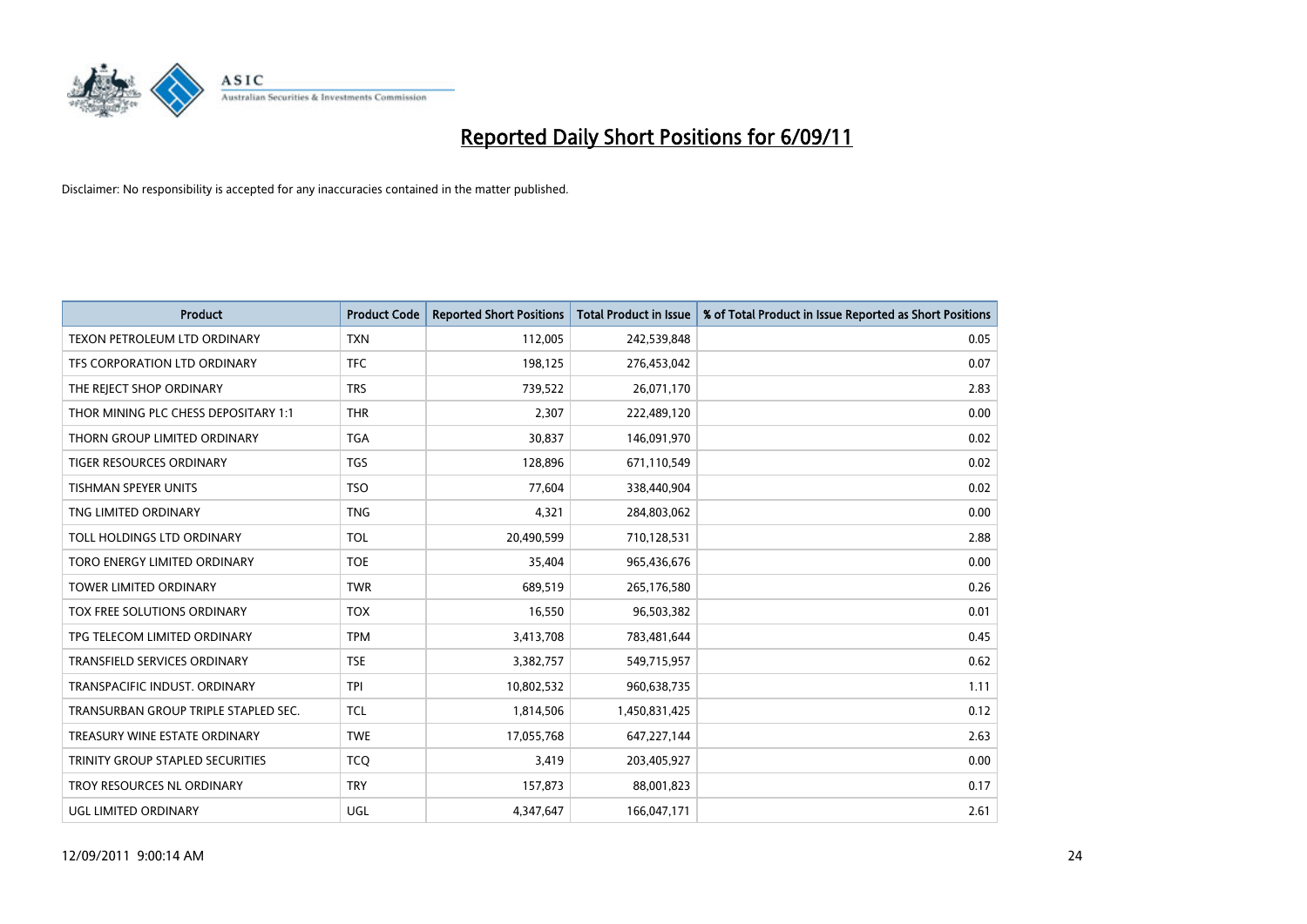# Reported Daily Short Positions for 6/09/11

Disclaimer: No responsibility is accepted for any inaccuracies contained in the matter published.

| Product | Product Code | Reported Short Positions | Total Product in Issue | % of Total Product in Issue Reported as Short Positions |
|---|---|---|---|---|
| TEXON PETROLEUM LTD ORDINARY | TXN | 112,005 | 242,539,848 | 0.05 |
| TFS CORPORATION LTD ORDINARY | TFC | 198,125 | 276,453,042 | 0.07 |
| THE REJECT SHOP ORDINARY | TRS | 739,522 | 26,071,170 | 2.83 |
| THOR MINING PLC CHESS DEPOSITARY 1:1 | THR | 2,307 | 222,489,120 | 0.00 |
| THORN GROUP LIMITED ORDINARY | TGA | 30,837 | 146,091,970 | 0.02 |
| TIGER RESOURCES ORDINARY | TGS | 128,896 | 671,110,549 | 0.02 |
| TISHMAN SPEYER UNITS | TSO | 77,604 | 338,440,904 | 0.02 |
| TNG LIMITED ORDINARY | TNG | 4,321 | 284,803,062 | 0.00 |
| TOLL HOLDINGS LTD ORDINARY | TOL | 20,490,599 | 710,128,531 | 2.88 |
| TORO ENERGY LIMITED ORDINARY | TOE | 35,404 | 965,436,676 | 0.00 |
| TOWER LIMITED ORDINARY | TWR | 689,519 | 265,176,580 | 0.26 |
| TOX FREE SOLUTIONS ORDINARY | TOX | 16,550 | 96,503,382 | 0.01 |
| TPG TELECOM LIMITED ORDINARY | TPM | 3,413,708 | 783,481,644 | 0.45 |
| TRANSFIELD SERVICES ORDINARY | TSE | 3,382,757 | 549,715,957 | 0.62 |
| TRANSPACIFIC INDUST. ORDINARY | TPI | 10,802,532 | 960,638,735 | 1.11 |
| TRANSURBAN GROUP TRIPLE STAPLED SEC. | TCL | 1,814,506 | 1,450,831,425 | 0.12 |
| TREASURY WINE ESTATE ORDINARY | TWE | 17,055,768 | 647,227,144 | 2.63 |
| TRINITY GROUP STAPLED SECURITIES | TCQ | 3,419 | 203,405,927 | 0.00 |
| TROY RESOURCES NL ORDINARY | TRY | 157,873 | 88,001,823 | 0.17 |
| UGL LIMITED ORDINARY | UGL | 4,347,647 | 166,047,171 | 2.61 |

12/09/2011 9:00:14 AM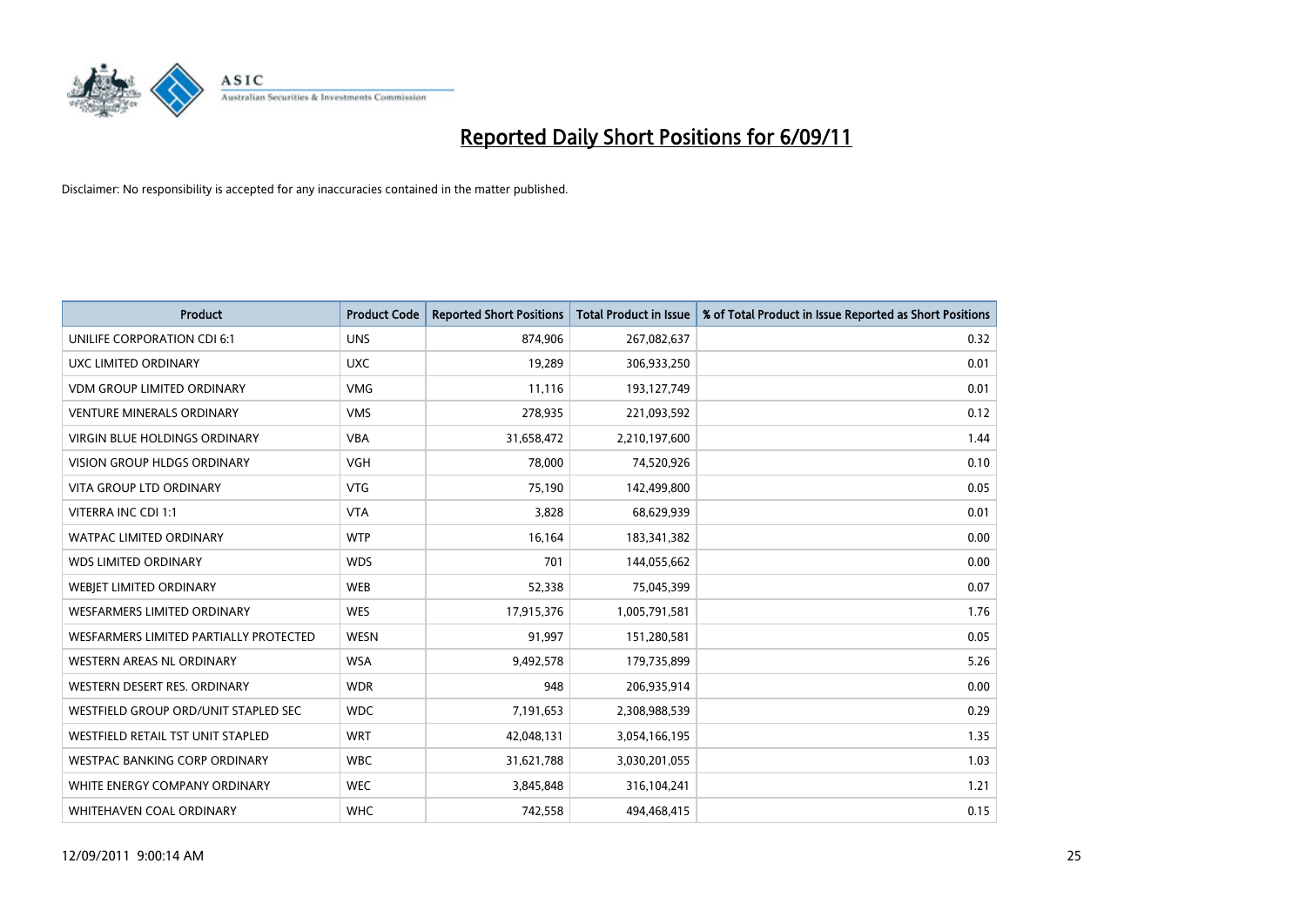# Reported Daily Short Positions for 6/09/11

Disclaimer: No responsibility is accepted for any inaccuracies contained in the matter published.

| Product | Product Code | Reported Short Positions | Total Product in Issue | % of Total Product in Issue Reported as Short Positions |
|---|---|---|---|---|
| UNILIFE CORPORATION CDI 6:1 | UNS | 874,906 | 267,082,637 | 0.32 |
| UXC LIMITED ORDINARY | UXC | 19,289 | 306,933,250 | 0.01 |
| VDM GROUP LIMITED ORDINARY | VMG | 11,116 | 193,127,749 | 0.01 |
| VENTURE MINERALS ORDINARY | VMS | 278,935 | 221,093,592 | 0.12 |
| VIRGIN BLUE HOLDINGS ORDINARY | VBA | 31,658,472 | 2,210,197,600 | 1.44 |
| VISION GROUP HLDGS ORDINARY | VGH | 78,000 | 74,520,926 | 0.10 |
| VITA GROUP LTD ORDINARY | VTG | 75,190 | 142,499,800 | 0.05 |
| VITERRA INC CDI 1:1 | VTA | 3,828 | 68,629,939 | 0.01 |
| WATPAC LIMITED ORDINARY | WTP | 16,164 | 183,341,382 | 0.00 |
| WDS LIMITED ORDINARY | WDS | 701 | 144,055,662 | 0.00 |
| WEBJET LIMITED ORDINARY | WEB | 52,338 | 75,045,399 | 0.07 |
| WESFARMERS LIMITED ORDINARY | WES | 17,915,376 | 1,005,791,581 | 1.76 |
| WESFARMERS LIMITED PARTIALLY PROTECTED | WESN | 91,997 | 151,280,581 | 0.05 |
| WESTERN AREAS NL ORDINARY | WSA | 9,492,578 | 179,735,899 | 5.26 |
| WESTERN DESERT RES. ORDINARY | WDR | 948 | 206,935,914 | 0.00 |
| WESTFIELD GROUP ORD/UNIT STAPLED SEC | WDC | 7,191,653 | 2,308,988,539 | 0.29 |
| WESTFIELD RETAIL TST UNIT STAPLED | WRT | 42,048,131 | 3,054,166,195 | 1.35 |
| WESTPAC BANKING CORP ORDINARY | WBC | 31,621,788 | 3,030,201,055 | 1.03 |
| WHITE ENERGY COMPANY ORDINARY | WEC | 3,845,848 | 316,104,241 | 1.21 |
| WHITEHAVEN COAL ORDINARY | WHC | 742,558 | 494,468,415 | 0.15 |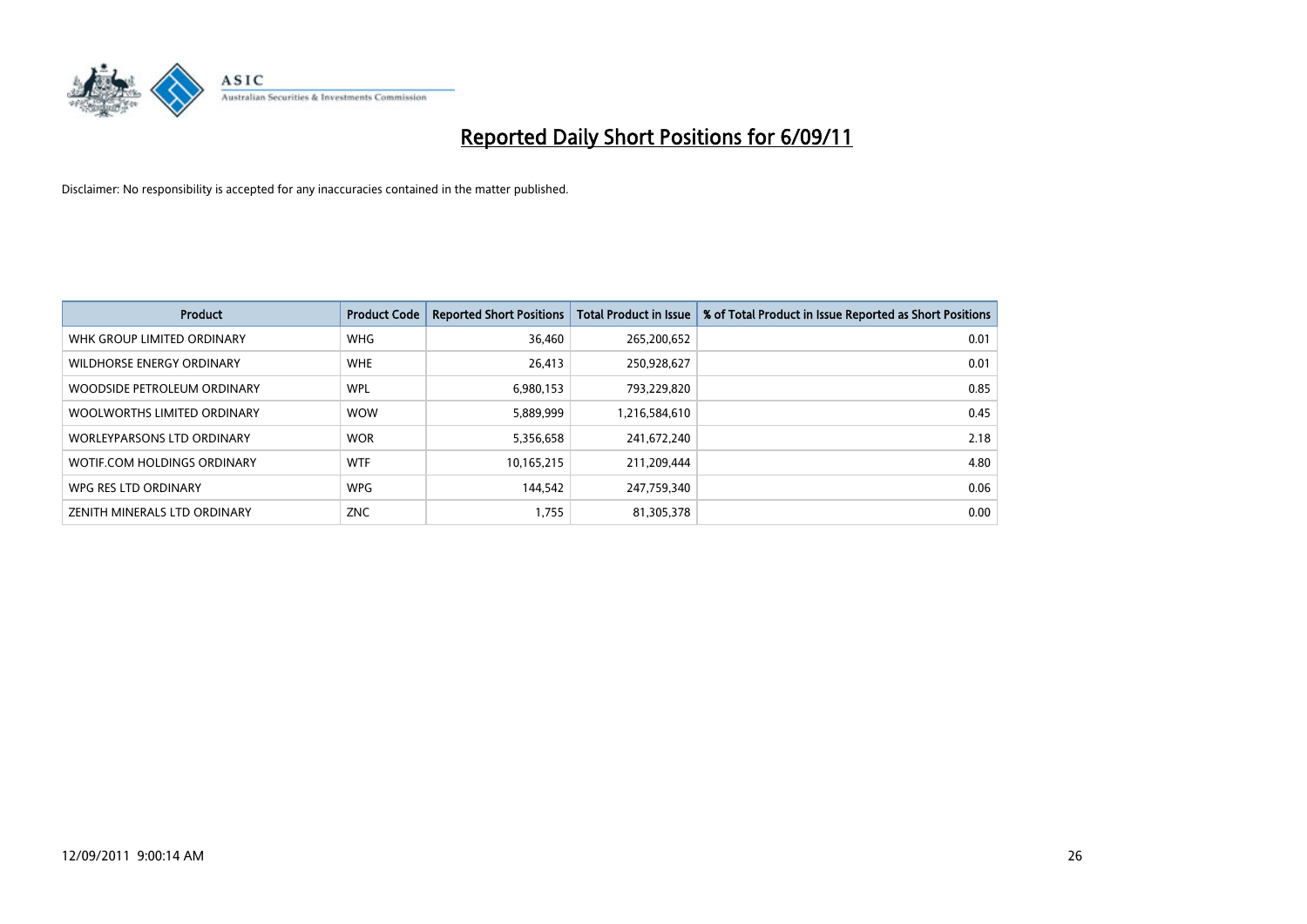# Reported Daily Short Positions for 6/09/11

Disclaimer: No responsibility is accepted for any inaccuracies contained in the matter published.

| Product | Product Code | Reported Short Positions | Total Product in Issue | % of Total Product in Issue Reported as Short Positions |
|---|---|---|---|---|
| WHK GROUP LIMITED ORDINARY | WHG | 36,460 | 265,200,652 | 0.01 |
| WILDHORSE ENERGY ORDINARY | WHE | 26,413 | 250,928,627 | 0.01 |
| WOODSIDE PETROLEUM ORDINARY | WPL | 6,980,153 | 793,229,820 | 0.85 |
| WOOLWORTHS LIMITED ORDINARY | WOW | 5,889,999 | 1,216,584,610 | 0.45 |
| WORLEYPARSONS LTD ORDINARY | WOR | 5,356,658 | 241,672,240 | 2.18 |
| WOTIF.COM HOLDINGS ORDINARY | WTF | 10,165,215 | 211,209,444 | 4.80 |
| WPG RES LTD ORDINARY | WPG | 144,542 | 247,759,340 | 0.06 |
| ZENITH MINERALS LTD ORDINARY | ZNC | 1,755 | 81,305,378 | 0.00 |